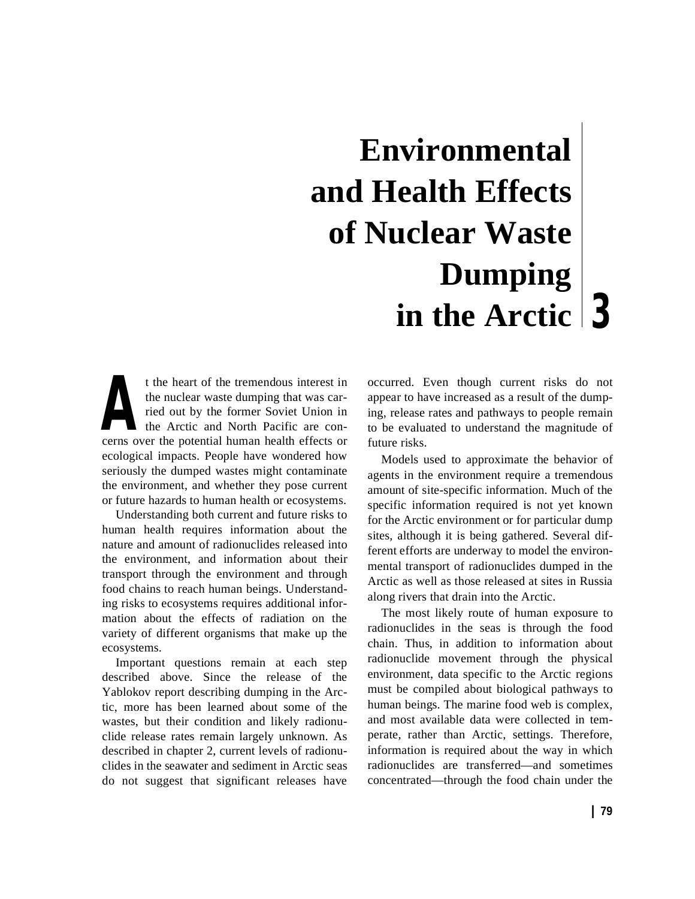# Environmental and Health Effects of Nuclear Waste Dumping in the Arctic 3

At the heart of the tremendous interest in the nuclear waste dumping that was carried out by the former Soviet Union in the Arctic and North Pacific are concerns over the potential human health effects or ecological impacts. People have wondered how seriously the dumped wastes might contaminate the environment, and whether they pose current or future hazards to human health or ecosystems.

Understanding both current and future risks to human health requires information about the nature and amount of radionuclides released into the environment, and information about their transport through the environment and through food chains to reach human beings. Understanding risks to ecosystems requires additional information about the effects of radiation on the variety of different organisms that make up the ecosystems.

Important questions remain at each step described above. Since the release of the Yablokov report describing dumping in the Arctic, more has been learned about some of the wastes, but their condition and likely radionuclide release rates remain largely unknown. As described in chapter 2, current levels of radionuclides in the seawater and sediment in Arctic seas do not suggest that significant releases have occurred. Even though current risks do not appear to have increased as a result of the dumping, release rates and pathways to people remain to be evaluated to understand the magnitude of future risks.

Models used to approximate the behavior of agents in the environment require a tremendous amount of site-specific information. Much of the specific information required is not yet known for the Arctic environment or for particular dump sites, although it is being gathered. Several different efforts are underway to model the environmental transport of radionuclides dumped in the Arctic as well as those released at sites in Russia along rivers that drain into the Arctic.

The most likely route of human exposure to radionuclides in the seas is through the food chain. Thus, in addition to information about radionuclide movement through the physical environment, data specific to the Arctic regions must be compiled about biological pathways to human beings. The marine food web is complex, and most available data were collected in temperate, rather than Arctic, settings. Therefore, information is required about the way in which radionuclides are transferred—and sometimes concentrated—through the food chain under the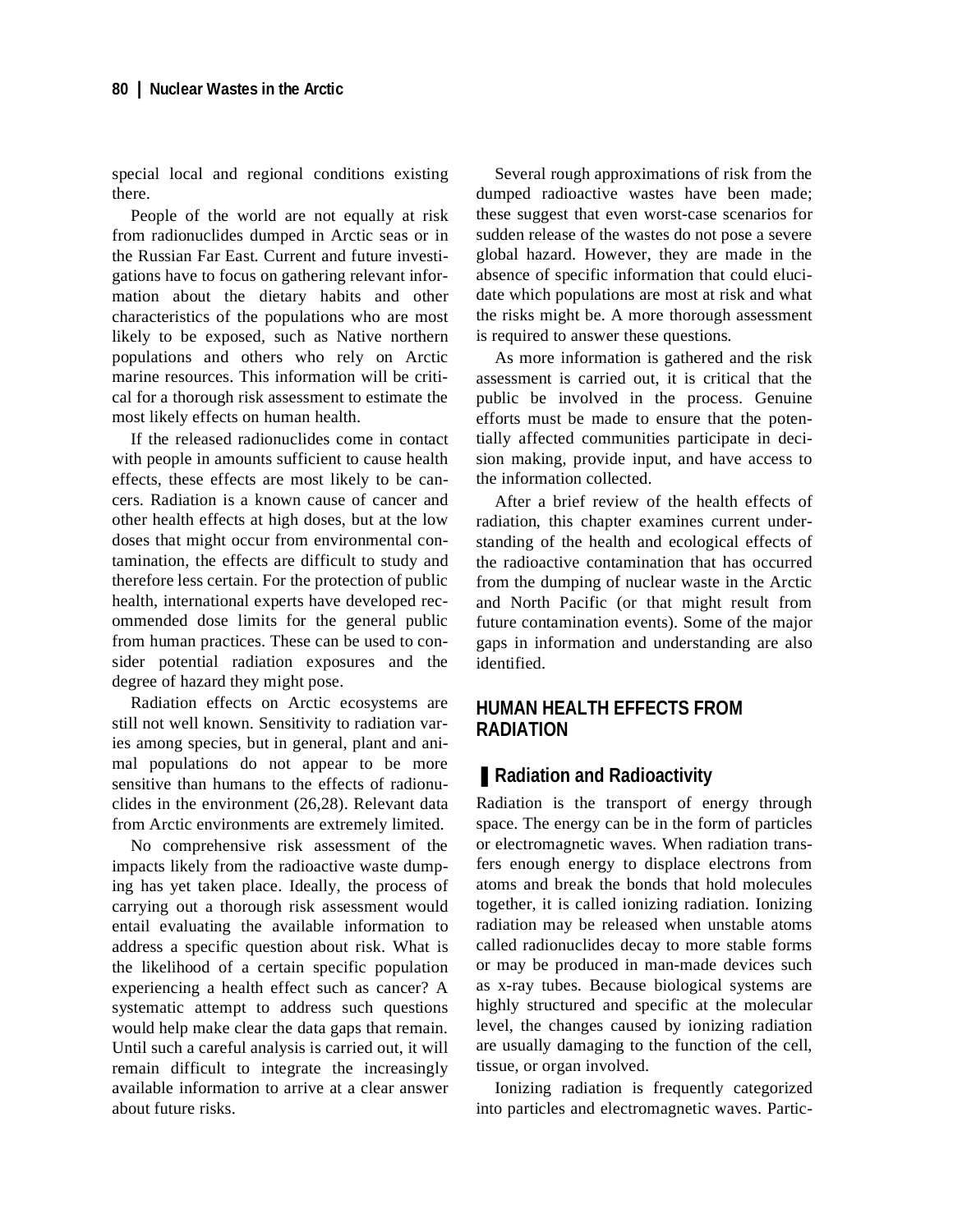special local and regional conditions existing there.

People of the world are not equally at risk from radionuclides dumped in Arctic seas or in the Russian Far East. Current and future investigations have to focus on gathering relevant information about the dietary habits and other characteristics of the populations who are most likely to be exposed, such as Native northern populations and others who rely on Arctic marine resources. This information will be critical for a thorough risk assessment to estimate the most likely effects on human health.

If the released radionuclides come in contact with people in amounts sufficient to cause health effects, these effects are most likely to be cancers. Radiation is a known cause of cancer and other health effects at high doses, but at the low doses that might occur from environmental contamination, the effects are difficult to study and therefore less certain. For the protection of public health, international experts have developed recommended dose limits for the general public from human practices. These can be used to consider potential radiation exposures and the degree of hazard they might pose.

Radiation effects on Arctic ecosystems are still not well known. Sensitivity to radiation varies among species, but in general, plant and animal populations do not appear to be more sensitive than humans to the effects of radionuclides in the environment (26,28). Relevant data from Arctic environments are extremely limited.

No comprehensive risk assessment of the impacts likely from the radioactive waste dumping has yet taken place. Ideally, the process of carrying out a thorough risk assessment would entail evaluating the available information to address a specific question about risk. What is the likelihood of a certain specific population experiencing a health effect such as cancer? A systematic attempt to address such questions would help make clear the data gaps that remain. Until such a careful analysis is carried out, it will remain difficult to integrate the increasingly available information to arrive at a clear answer about future risks.

Several rough approximations of risk from the dumped radioactive wastes have been made; these suggest that even worst-case scenarios for sudden release of the wastes do not pose a severe global hazard. However, they are made in the absence of specific information that could elucidate which populations are most at risk and what the risks might be. A more thorough assessment is required to answer these questions.

As more information is gathered and the risk assessment is carried out, it is critical that the public be involved in the process. Genuine efforts must be made to ensure that the potentially affected communities participate in decision making, provide input, and have access to the information collected.

After a brief review of the health effects of radiation, this chapter examines current understanding of the health and ecological effects of the radioactive contamination that has occurred from the dumping of nuclear waste in the Arctic and North Pacific (or that might result from future contamination events). Some of the major gaps in information and understanding are also identified.

## HUMAN HEALTH EFFECTS FROM RADIATION

### Radiation and Radioactivity

Radiation is the transport of energy through space. The energy can be in the form of particles or electromagnetic waves. When radiation transfers enough energy to displace electrons from atoms and break the bonds that hold molecules together, it is called ionizing radiation. Ionizing radiation may be released when unstable atoms called radionuclides decay to more stable forms or may be produced in man-made devices such as x-ray tubes. Because biological systems are highly structured and specific at the molecular level, the changes caused by ionizing radiation are usually damaging to the function of the cell, tissue, or organ involved.

Ionizing radiation is frequently categorized into particles and electromagnetic waves. Partic-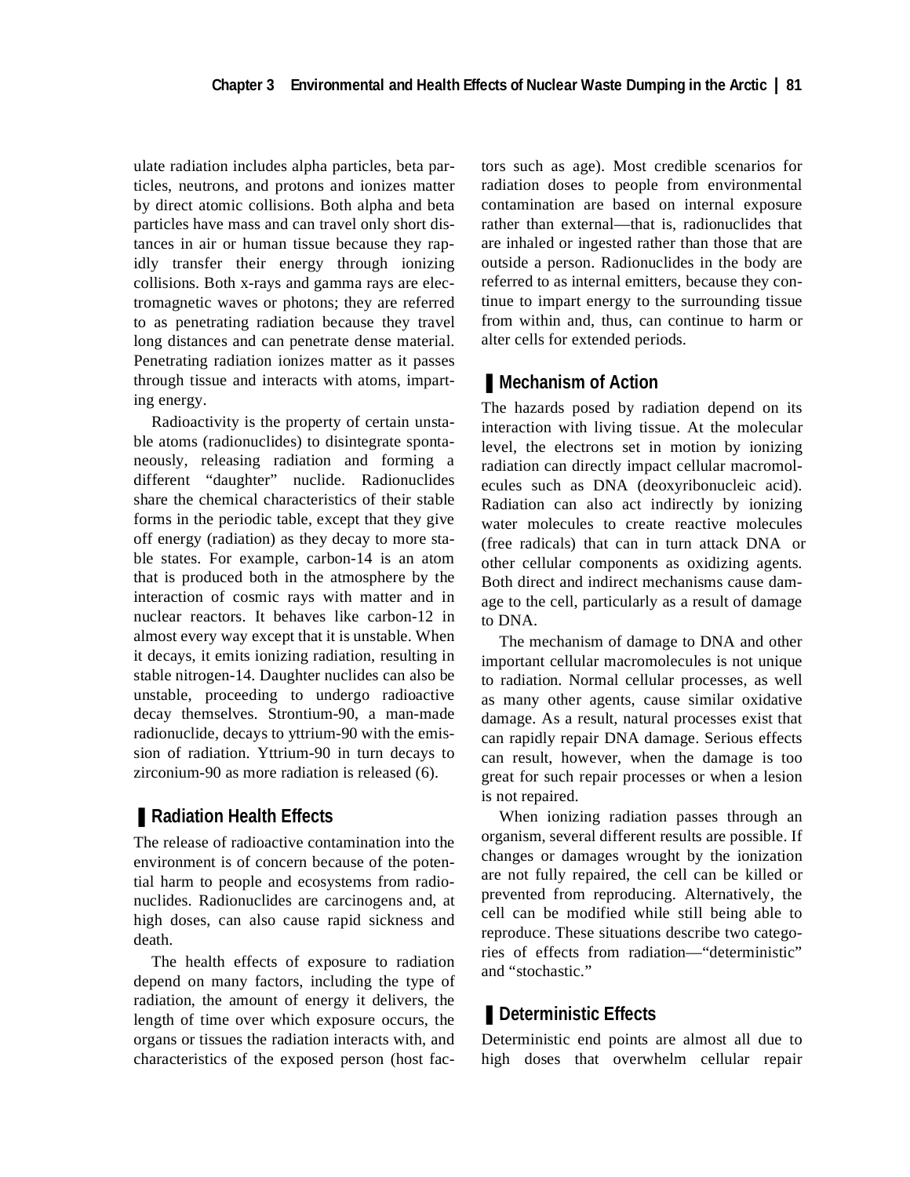ulate radiation includes alpha particles, beta particles, neutrons, and protons and ionizes matter by direct atomic collisions. Both alpha and beta particles have mass and can travel only short distances in air or human tissue because they rapidly transfer their energy through ionizing collisions. Both x-rays and gamma rays are electromagnetic waves or photons; they are referred to as penetrating radiation because they travel long distances and can penetrate dense material. Penetrating radiation ionizes matter as it passes through tissue and interacts with atoms, imparting energy.

Radioactivity is the property of certain unstable atoms (radionuclides) to disintegrate spontaneously, releasing radiation and forming a different "daughter" nuclide. Radionuclides share the chemical characteristics of their stable forms in the periodic table, except that they give off energy (radiation) as they decay to more stable states. For example, carbon-14 is an atom that is produced both in the atmosphere by the interaction of cosmic rays with matter and in nuclear reactors. It behaves like carbon-12 in almost every way except that it is unstable. When it decays, it emits ionizing radiation, resulting in stable nitrogen-14. Daughter nuclides can also be unstable, proceeding to undergo radioactive decay themselves. Strontium-90, a man-made radionuclide, decays to yttrium-90 with the emission of radiation. Yttrium-90 in turn decays to zirconium-90 as more radiation is released (6).

## Radiation Health Effects

The release of radioactive contamination into the environment is of concern because of the potential harm to people and ecosystems from radionuclides. Radionuclides are carcinogens and, at high doses, can also cause rapid sickness and death.

The health effects of exposure to radiation depend on many factors, including the type of radiation, the amount of energy it delivers, the length of time over which exposure occurs, the organs or tissues the radiation interacts with, and characteristics of the exposed person (host factors such as age). Most credible scenarios for radiation doses to people from environmental contamination are based on internal exposure rather than external—that is, radionuclides that are inhaled or ingested rather than those that are outside a person. Radionuclides in the body are referred to as internal emitters, because they continue to impart energy to the surrounding tissue from within and, thus, can continue to harm or alter cells for extended periods.

## Mechanism of Action

The hazards posed by radiation depend on its interaction with living tissue. At the molecular level, the electrons set in motion by ionizing radiation can directly impact cellular macromolecules such as DNA (deoxyribonucleic acid). Radiation can also act indirectly by ionizing water molecules to create reactive molecules (free radicals) that can in turn attack DNA or other cellular components as oxidizing agents. Both direct and indirect mechanisms cause damage to the cell, particularly as a result of damage to DNA.

The mechanism of damage to DNA and other important cellular macromolecules is not unique to radiation. Normal cellular processes, as well as many other agents, cause similar oxidative damage. As a result, natural processes exist that can rapidly repair DNA damage. Serious effects can result, however, when the damage is too great for such repair processes or when a lesion is not repaired.

When ionizing radiation passes through an organism, several different results are possible. If changes or damages wrought by the ionization are not fully repaired, the cell can be killed or prevented from reproducing. Alternatively, the cell can be modified while still being able to reproduce. These situations describe two categories of effects from radiation—"deterministic" and "stochastic."

## Deterministic Effects

Deterministic end points are almost all due to high doses that overwhelm cellular repair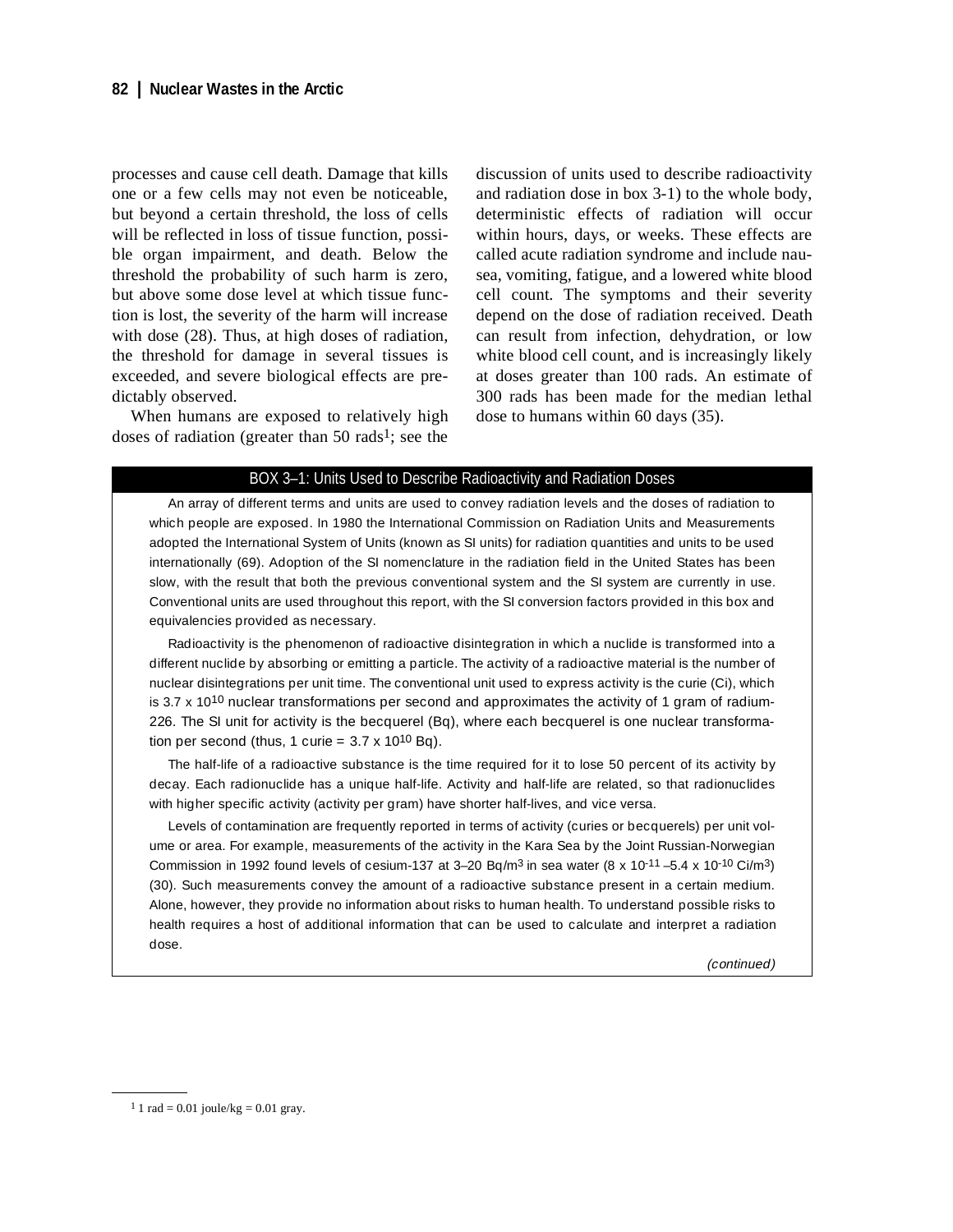processes and cause cell death. Damage that kills one or a few cells may not even be noticeable, but beyond a certain threshold, the loss of cells will be reflected in loss of tissue function, possible organ impairment, and death. Below the threshold the probability of such harm is zero, but above some dose level at which tissue function is lost, the severity of the harm will increase with dose (28). Thus, at high doses of radiation, the threshold for damage in several tissues is exceeded, and severe biological effects are predictably observed.

When humans are exposed to relatively high doses of radiation (greater than 50 rads[1]; see the discussion of units used to describe radioactivity and radiation dose in box 3-1) to the whole body, deterministic effects of radiation will occur within hours, days, or weeks. These effects are called acute radiation syndrome and include nausea, vomiting, fatigue, and a lowered white blood cell count. The symptoms and their severity depend on the dose of radiation received. Death can result from infection, dehydration, or low white blood cell count, and is increasingly likely at doses greater than 100 rads. An estimate of 300 rads has been made for the median lethal dose to humans within 60 days (35).

## BOX 3–1: Units Used to Describe Radioactivity and Radiation Doses

An array of different terms and units are used to convey radiation levels and the doses of radiation to which people are exposed. In 1980 the International Commission on Radiation Units and Measurements adopted the International System of Units (known as SI units) for radiation quantities and units to be used internationally (69). Adoption of the SI nomenclature in the radiation field in the United States has been slow, with the result that both the previous conventional system and the SI system are currently in use. Conventional units are used throughout this report, with the SI conversion factors provided in this box and equivalencies provided as necessary.

Radioactivity is the phenomenon of radioactive disintegration in which a nuclide is transformed into a different nuclide by absorbing or emitting a particle. The activity of a radioactive material is the number of nuclear disintegrations per unit time. The conventional unit used to express activity is the curie (Ci), which is $3.7 \times 10^{10}$ nuclear transformations per second and approximates the activity of 1 gram of radium-226. The SI unit for activity is the becquerel (Bq), where each becquerel is one nuclear transformation per second (thus, 1 curie = $3.7 \times 10^{10}$ Bq).

The half-life of a radioactive substance is the time required for it to lose 50 percent of its activity by decay. Each radionuclide has a unique half-life. Activity and half-life are related, so that radionuclides with higher specific activity (activity per gram) have shorter half-lives, and vice versa.

Levels of contamination are frequently reported in terms of activity (curies or becquerels) per unit volume or area. For example, measurements of the activity in the Kara Sea by the Joint Russian-Norwegian Commission in 1992 found levels of cesium-137 at 3–20 Bq/$m^3$ in sea water ($8 \times 10^{-11}$ –$5.4 \times 10^{-10}$ Ci/$m^3$) (30). Such measurements convey the amount of a radioactive substance present in a certain medium. Alone, however, they provide no information about risks to human health. To understand possible risks to health requires a host of additional information that can be used to calculate and interpret a radiation dose.

*(continued)*

[1] 1 rad = 0.01 joule/kg = 0.01 gray.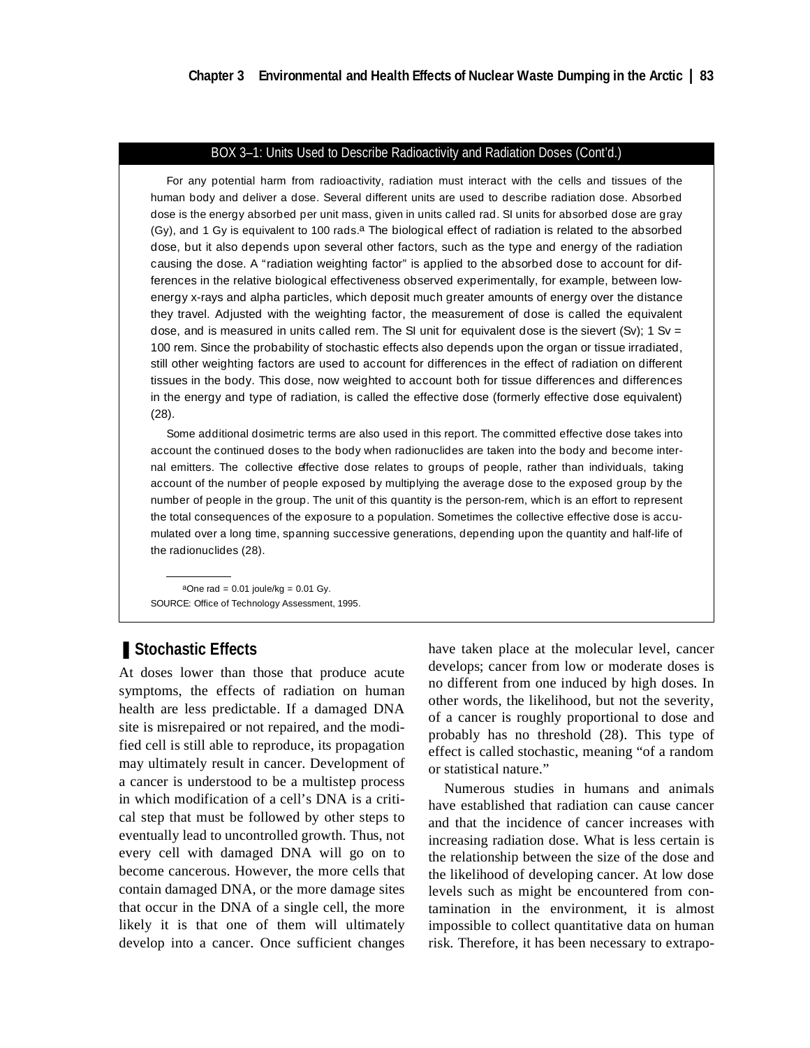BOX 3–1: Units Used to Describe Radioactivity and Radiation Doses (Cont'd.)

For any potential harm from radioactivity, radiation must interact with the cells and tissues of the human body and deliver a dose. Several different units are used to describe radiation dose. Absorbed dose is the energy absorbed per unit mass, given in units called rad. SI units for absorbed dose are gray (Gy), and 1 Gy is equivalent to 100 rads.[a] The biological effect of radiation is related to the absorbed dose, but it also depends upon several other factors, such as the type and energy of the radiation causing the dose. A "radiation weighting factor" is applied to the absorbed dose to account for differences in the relative biological effectiveness observed experimentally, for example, between low-energy x-rays and alpha particles, which deposit much greater amounts of energy over the distance they travel. Adjusted with the weighting factor, the measurement of dose is called the equivalent dose, and is measured in units called rem. The SI unit for equivalent dose is the sievert (Sv); 1 Sv = 100 rem. Since the probability of stochastic effects also depends upon the organ or tissue irradiated, still other weighting factors are used to account for differences in the effect of radiation on different tissues in the body. This dose, now weighted to account both for tissue differences and differences in the energy and type of radiation, is called the effective dose (formerly effective dose equivalent) (28).

Some additional dosimetric terms are also used in this report. The committed effective dose takes into account the continued doses to the body when radionuclides are taken into the body and become internal emitters. The collective effective dose relates to groups of people, rather than individuals, taking account of the number of people exposed by multiplying the average dose to the exposed group by the number of people in the group. The unit of this quantity is the person-rem, which is an effort to represent the total consequences of the exposure to a population. Sometimes the collective effective dose is accumulated over a long time, spanning successive generations, depending upon the quantity and half-life of the radionuclides (28).

[a]One rad = 0.01 joule/kg = 0.01 Gy.

SOURCE: Office of Technology Assessment, 1995.

## Stochastic Effects

At doses lower than those that produce acute symptoms, the effects of radiation on human health are less predictable. If a damaged DNA site is misrepaired or not repaired, and the modified cell is still able to reproduce, its propagation may ultimately result in cancer. Development of a cancer is understood to be a multistep process in which modification of a cell's DNA is a critical step that must be followed by other steps to eventually lead to uncontrolled growth. Thus, not every cell with damaged DNA will go on to become cancerous. However, the more cells that contain damaged DNA, or the more damage sites that occur in the DNA of a single cell, the more likely it is that one of them will ultimately develop into a cancer. Once sufficient changes have taken place at the molecular level, cancer develops; cancer from low or moderate doses is no different from one induced by high doses. In other words, the likelihood, but not the severity, of a cancer is roughly proportional to dose and probably has no threshold (28). This type of effect is called stochastic, meaning "of a random or statistical nature."

Numerous studies in humans and animals have established that radiation can cause cancer and that the incidence of cancer increases with increasing radiation dose. What is less certain is the relationship between the size of the dose and the likelihood of developing cancer. At low dose levels such as might be encountered from contamination in the environment, it is almost impossible to collect quantitative data on human risk. Therefore, it has been necessary to extrapo-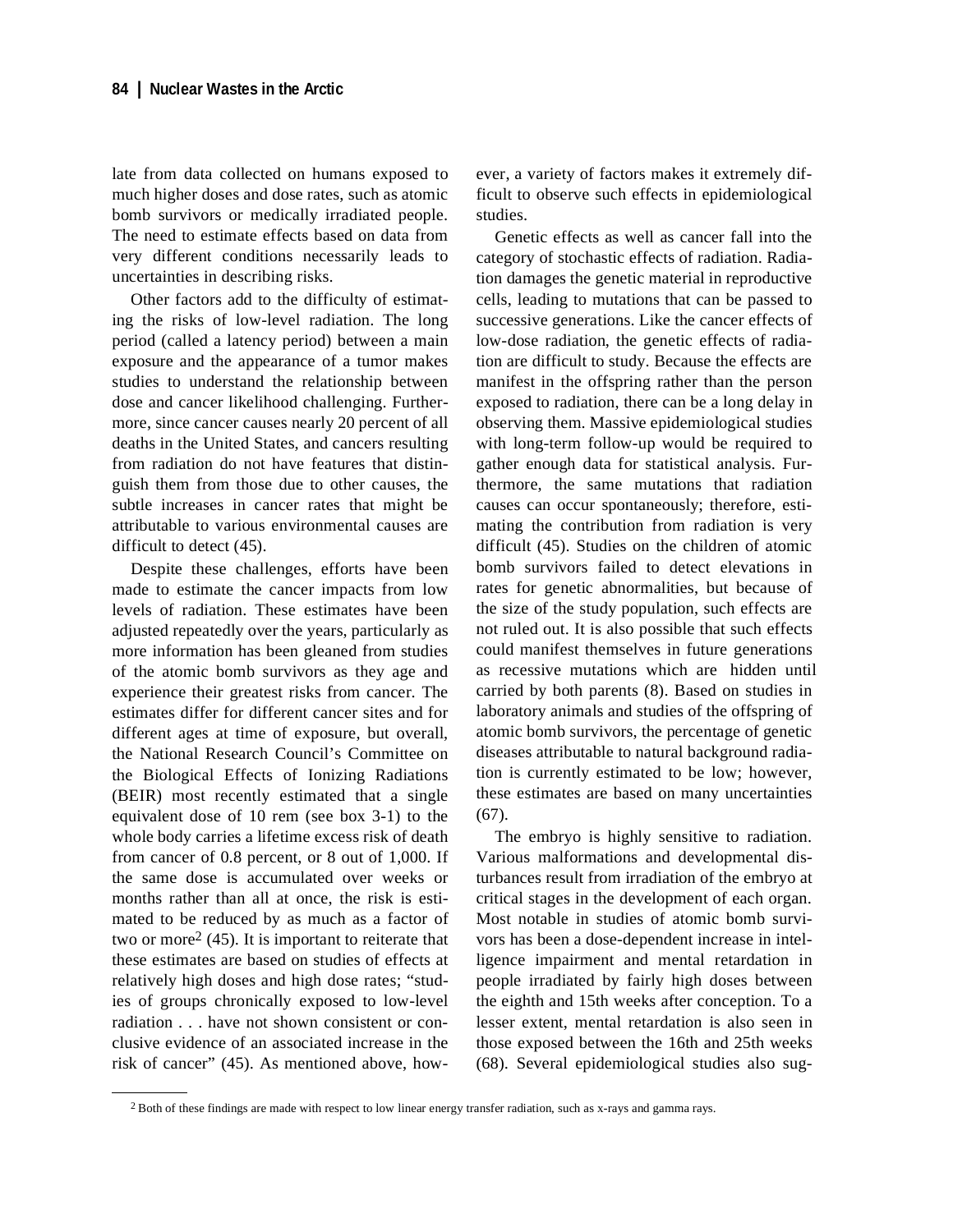late from data collected on humans exposed to much higher doses and dose rates, such as atomic bomb survivors or medically irradiated people. The need to estimate effects based on data from very different conditions necessarily leads to uncertainties in describing risks.

Other factors add to the difficulty of estimating the risks of low-level radiation. The long period (called a latency period) between a main exposure and the appearance of a tumor makes studies to understand the relationship between dose and cancer likelihood challenging. Furthermore, since cancer causes nearly 20 percent of all deaths in the United States, and cancers resulting from radiation do not have features that distinguish them from those due to other causes, the subtle increases in cancer rates that might be attributable to various environmental causes are difficult to detect (45).

Despite these challenges, efforts have been made to estimate the cancer impacts from low levels of radiation. These estimates have been adjusted repeatedly over the years, particularly as more information has been gleaned from studies of the atomic bomb survivors as they age and experience their greatest risks from cancer. The estimates differ for different cancer sites and for different ages at time of exposure, but overall, the National Research Council's Committee on the Biological Effects of Ionizing Radiations (BEIR) most recently estimated that a single equivalent dose of 10 rem (see box 3-1) to the whole body carries a lifetime excess risk of death from cancer of 0.8 percent, or 8 out of 1,000. If the same dose is accumulated over weeks or months rather than all at once, the risk is estimated to be reduced by as much as a factor of two or more[2] (45). It is important to reiterate that these estimates are based on studies of effects at relatively high doses and high dose rates; "studies of groups chronically exposed to low-level radiation . . . have not shown consistent or conclusive evidence of an associated increase in the risk of cancer" (45). As mentioned above, however, a variety of factors makes it extremely difficult to observe such effects in epidemiological studies.

Genetic effects as well as cancer fall into the category of stochastic effects of radiation. Radiation damages the genetic material in reproductive cells, leading to mutations that can be passed to successive generations. Like the cancer effects of low-dose radiation, the genetic effects of radiation are difficult to study. Because the effects are manifest in the offspring rather than the person exposed to radiation, there can be a long delay in observing them. Massive epidemiological studies with long-term follow-up would be required to gather enough data for statistical analysis. Furthermore, the same mutations that radiation causes can occur spontaneously; therefore, estimating the contribution from radiation is very difficult (45). Studies on the children of atomic bomb survivors failed to detect elevations in rates for genetic abnormalities, but because of the size of the study population, such effects are not ruled out. It is also possible that such effects could manifest themselves in future generations as recessive mutations which are hidden until carried by both parents (8). Based on studies in laboratory animals and studies of the offspring of atomic bomb survivors, the percentage of genetic diseases attributable to natural background radiation is currently estimated to be low; however, these estimates are based on many uncertainties (67).

The embryo is highly sensitive to radiation. Various malformations and developmental disturbances result from irradiation of the embryo at critical stages in the development of each organ. Most notable in studies of atomic bomb survivors has been a dose-dependent increase in intelligence impairment and mental retardation in people irradiated by fairly high doses between the eighth and 15th weeks after conception. To a lesser extent, mental retardation is also seen in those exposed between the 16th and 25th weeks (68). Several epidemiological studies also sug-

---

[2] Both of these findings are made with respect to low linear energy transfer radiation, such as x-rays and gamma rays.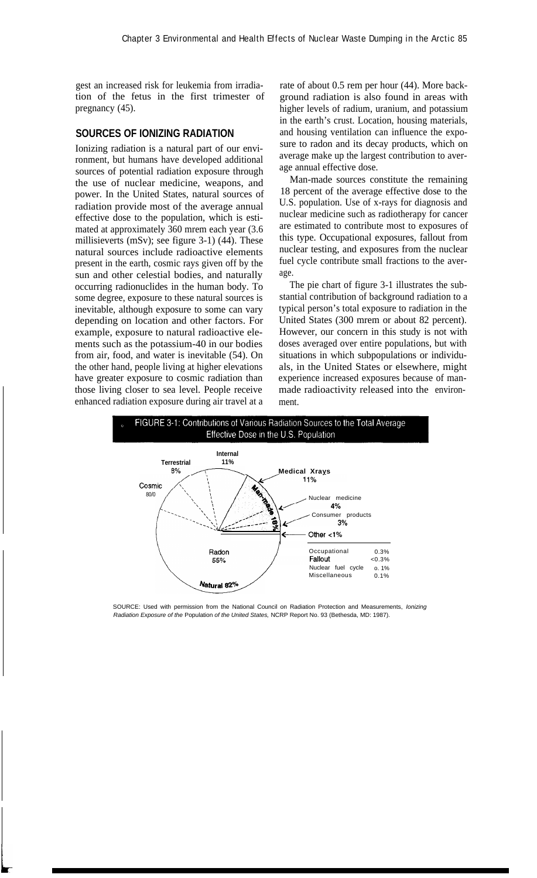gest an increased risk for leukemia from irradiation of the fetus in the first trimester of pregnancy (45).

## SOURCES OF IONIZING RADIATION

Ionizing radiation is a natural part of our environment, but humans have developed additional sources of potential radiation exposure through the use of nuclear medicine, weapons, and power. In the United States, natural sources of radiation provide most of the average annual effective dose to the population, which is estimated at approximately 360 mrem each year (3.6 millisieverts (mSv); see figure 3-1) (44). These natural sources include radioactive elements present in the earth, cosmic rays given off by the sun and other celestial bodies, and naturally occurring radionuclides in the human body. To some degree, exposure to these natural sources is inevitable, although exposure to some can vary depending on location and other factors. For example, exposure to natural radioactive elements such as the potassium-40 in our bodies from air, food, and water is inevitable (54). On the other hand, people living at higher elevations have greater exposure to cosmic radiation than those living closer to sea level. People receive enhanced radiation exposure during air travel at a rate of about 0.5 rem per hour (44). More background radiation is also found in areas with higher levels of radium, uranium, and potassium in the earth's crust. Location, housing materials, and housing ventilation can influence the exposure to radon and its decay products, which on average make up the largest contribution to average annual effective dose.

Man-made sources constitute the remaining 18 percent of the average effective dose to the U.S. population. Use of x-rays for diagnosis and nuclear medicine such as radiotherapy for cancer are estimated to contribute most to exposures of this type. Occupational exposures, fallout from nuclear testing, and exposures from the nuclear fuel cycle contribute small fractions to the average.

The pie chart of figure 3-1 illustrates the substantial contribution of background radiation to a typical person's total exposure to radiation in the United States (300 mrem or about 82 percent). However, our concern in this study is not with doses averaged over entire populations, but with situations in which subpopulations or individuals, in the United States or elsewhere, might experience increased exposures because of man-made radioactivity released into the environment.

**FIGURE 3-1: Contributions of Various Radiation Sources to the Total Average Effective Dose in the U.S. Population**

Natural 82%: Radon 55%, Cosmic 8%, Terrestrial 8%, Internal 11%

Man-made 18%: Medical Xrays 11%, Nuclear medicine 4%, Consumer products 3%, Other <1%

| Other | |
|---|---|
| Occupational | 0.3% |
| Fallout | <0.3% |
| Nuclear fuel cycle | 0.1% |
| Miscellaneous | 0.1% |

SOURCE: Used with permission from the National Council on Radiation Protection and Measurements, *Ionizing Radiation Exposure of the Population of the United States,* NCRP Report No. 93 (Bethesda, MD: 1987).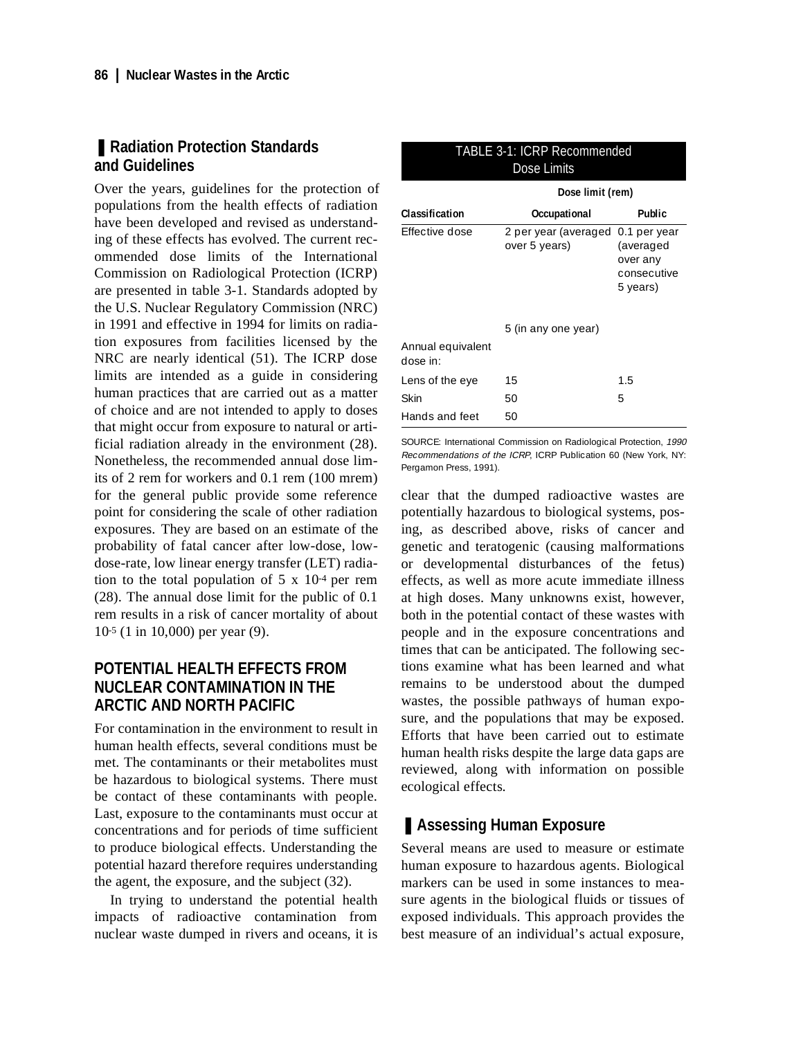## Radiation Protection Standards and Guidelines

Over the years, guidelines for the protection of populations from the health effects of radiation have been developed and revised as understanding of these effects has evolved. The current recommended dose limits of the International Commission on Radiological Protection (ICRP) are presented in table 3-1. Standards adopted by the U.S. Nuclear Regulatory Commission (NRC) in 1991 and effective in 1994 for limits on radiation exposures from facilities licensed by the NRC are nearly identical (51). The ICRP dose limits are intended as a guide in considering human practices that are carried out as a matter of choice and are not intended to apply to doses that might occur from exposure to natural or artificial radiation already in the environment (28). Nonetheless, the recommended annual dose limits of 2 rem for workers and 0.1 rem (100 mrem) for the general public provide some reference point for considering the scale of other radiation exposures. They are based on an estimate of the probability of fatal cancer after low-dose, low-dose-rate, low linear energy transfer (LET) radiation to the total population of $5 \times 10^{-4}$ per rem (28). The annual dose limit for the public of 0.1 rem results in a risk of cancer mortality of about $10^{-5}$ (1 in 10,000) per year (9).

**TABLE 3-1: ICRP Recommended Dose Limits**

| | Dose limit (rem) | |
|---|---|---|
| **Classification** | **Occupational** | **Public** |
| Effective dose | 2 per year (averaged over 5 years) | 0.1 per year (averaged over any consecutive 5 years) |
| | 5 (in any one year) | |
| Annual equivalent dose in: | | |
| Lens of the eye | 15 | 1.5 |
| Skin | 50 | 5 |
| Hands and feet | 50 | |

SOURCE: International Commission on Radiological Protection, *1990 Recommendations of the ICRP*, ICRP Publication 60 (New York, NY: Pergamon Press, 1991).

# POTENTIAL HEALTH EFFECTS FROM NUCLEAR CONTAMINATION IN THE ARCTIC AND NORTH PACIFIC

For contamination in the environment to result in human health effects, several conditions must be met. The contaminants or their metabolites must be hazardous to biological systems. There must be contact of these contaminants with people. Last, exposure to the contaminants must occur at concentrations and for periods of time sufficient to produce biological effects. Understanding the potential hazard therefore requires understanding the agent, the exposure, and the subject (32).

In trying to understand the potential health impacts of radioactive contamination from nuclear waste dumped in rivers and oceans, it is clear that the dumped radioactive wastes are potentially hazardous to biological systems, posing, as described above, risks of cancer and genetic and teratogenic (causing malformations or developmental disturbances of the fetus) effects, as well as more acute immediate illness at high doses. Many unknowns exist, however, both in the potential contact of these wastes with people and in the exposure concentrations and times that can be anticipated. The following sections examine what has been learned and what remains to be understood about the dumped wastes, the possible pathways of human exposure, and the populations that may be exposed. Efforts that have been carried out to estimate human health risks despite the large data gaps are reviewed, along with information on possible ecological effects.

## Assessing Human Exposure

Several means are used to measure or estimate human exposure to hazardous agents. Biological markers can be used in some instances to measure agents in the biological fluids or tissues of exposed individuals. This approach provides the best measure of an individual's actual exposure,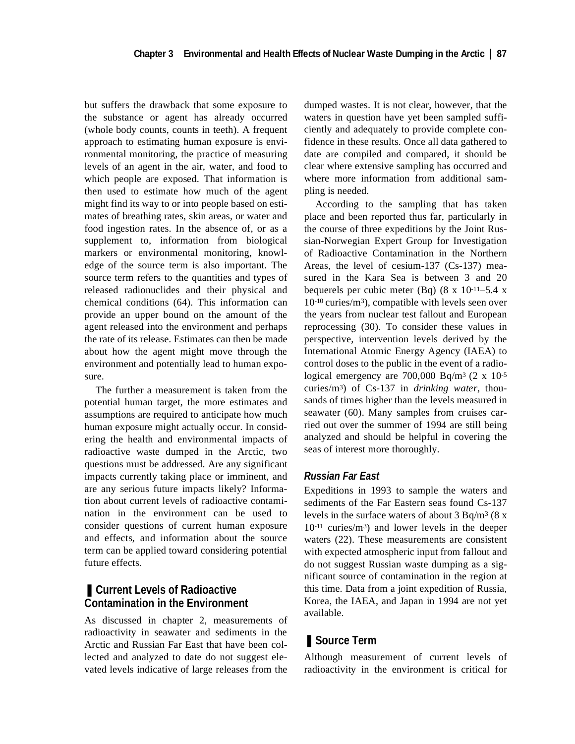but suffers the drawback that some exposure to the substance or agent has already occurred (whole body counts, counts in teeth). A frequent approach to estimating human exposure is environmental monitoring, the practice of measuring levels of an agent in the air, water, and food to which people are exposed. That information is then used to estimate how much of the agent might find its way to or into people based on estimates of breathing rates, skin areas, or water and food ingestion rates. In the absence of, or as a supplement to, information from biological markers or environmental monitoring, knowledge of the source term is also important. The source term refers to the quantities and types of released radionuclides and their physical and chemical conditions (64). This information can provide an upper bound on the amount of the agent released into the environment and perhaps the rate of its release. Estimates can then be made about how the agent might move through the environment and potentially lead to human exposure.

The further a measurement is taken from the potential human target, the more estimates and assumptions are required to anticipate how much human exposure might actually occur. In considering the health and environmental impacts of radioactive waste dumped in the Arctic, two questions must be addressed. Are any significant impacts currently taking place or imminent, and are any serious future impacts likely? Information about current levels of radioactive contamination in the environment can be used to consider questions of current human exposure and effects, and information about the source term can be applied toward considering potential future effects.

## Current Levels of Radioactive Contamination in the Environment

As discussed in chapter 2, measurements of radioactivity in seawater and sediments in the Arctic and Russian Far East that have been collected and analyzed to date do not suggest elevated levels indicative of large releases from the dumped wastes. It is not clear, however, that the waters in question have yet been sampled sufficiently and adequately to provide complete confidence in these results. Once all data gathered to date are compiled and compared, it should be clear where extensive sampling has occurred and where more information from additional sampling is needed.

According to the sampling that has taken place and been reported thus far, particularly in the course of three expeditions by the Joint Russian-Norwegian Expert Group for Investigation of Radioactive Contamination in the Northern Areas, the level of cesium-137 (Cs-137) measured in the Kara Sea is between 3 and 20 bequerels per cubic meter (Bq) ($8 \times 10^{-11}$–$5.4 \times 10^{-10}$ curies/$m^3$), compatible with levels seen over the years from nuclear test fallout and European reprocessing (30). To consider these values in perspective, intervention levels derived by the International Atomic Energy Agency (IAEA) to control doses to the public in the event of a radiological emergency are 700,000 Bq/$m^3$ ($2 \times 10^{-5}$ curies/$m^3$) of Cs-137 in *drinking water*, thousands of times higher than the levels measured in seawater (60). Many samples from cruises carried out over the summer of 1994 are still being analyzed and should be helpful in covering the seas of interest more thoroughly.

### *Russian Far East*

Expeditions in 1993 to sample the waters and sediments of the Far Eastern seas found Cs-137 levels in the surface waters of about 3 Bq/$m^3$ ($8 \times 10^{-11}$ curies/$m^3$) and lower levels in the deeper waters (22). These measurements are consistent with expected atmospheric input from fallout and do not suggest Russian waste dumping as a significant source of contamination in the region at this time. Data from a joint expedition of Russia, Korea, the IAEA, and Japan in 1994 are not yet available.

## Source Term

Although measurement of current levels of radioactivity in the environment is critical for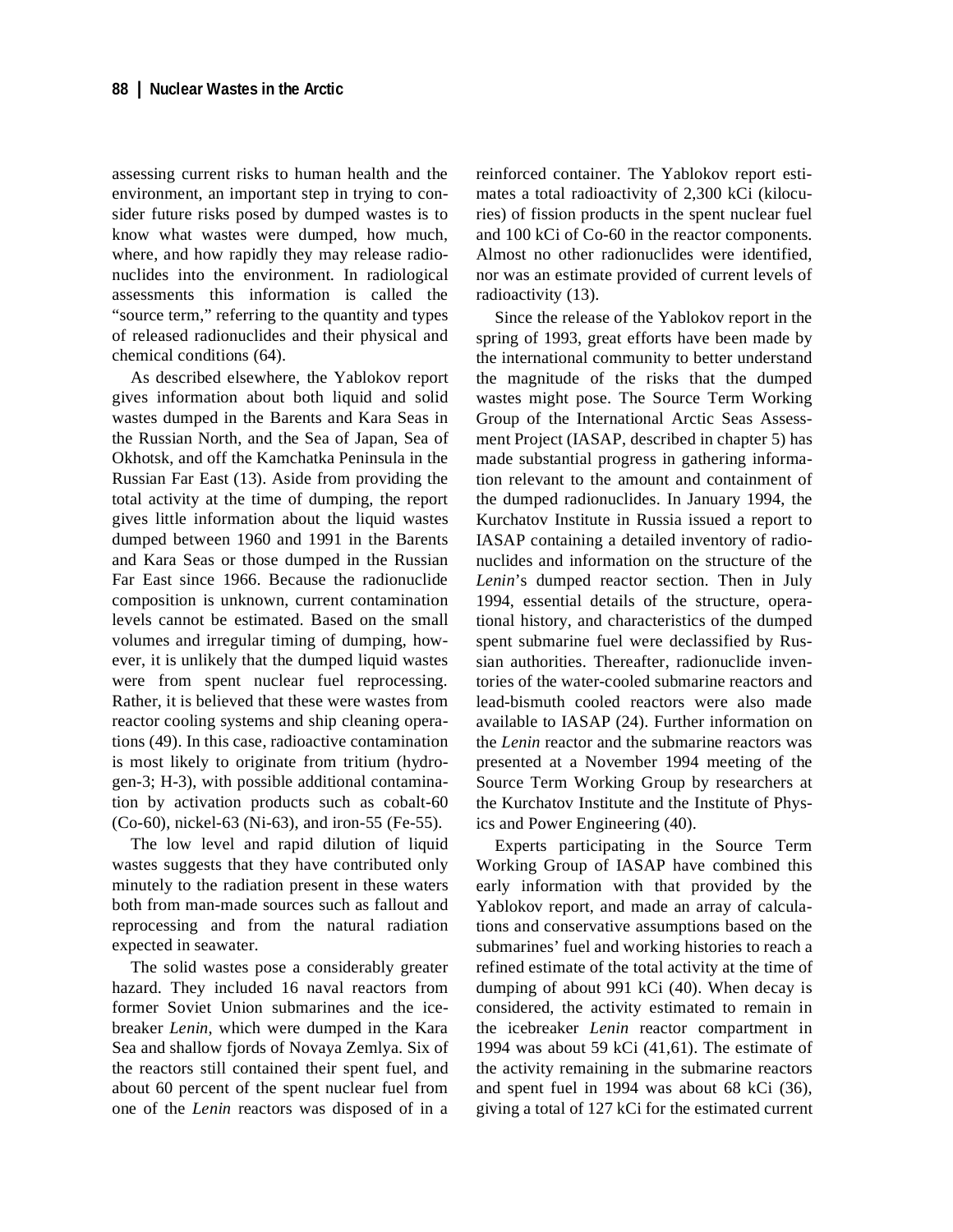assessing current risks to human health and the environment, an important step in trying to consider future risks posed by dumped wastes is to know what wastes were dumped, how much, where, and how rapidly they may release radionuclides into the environment. In radiological assessments this information is called the "source term," referring to the quantity and types of released radionuclides and their physical and chemical conditions (64).

As described elsewhere, the Yablokov report gives information about both liquid and solid wastes dumped in the Barents and Kara Seas in the Russian North, and the Sea of Japan, Sea of Okhotsk, and off the Kamchatka Peninsula in the Russian Far East (13). Aside from providing the total activity at the time of dumping, the report gives little information about the liquid wastes dumped between 1960 and 1991 in the Barents and Kara Seas or those dumped in the Russian Far East since 1966. Because the radionuclide composition is unknown, current contamination levels cannot be estimated. Based on the small volumes and irregular timing of dumping, however, it is unlikely that the dumped liquid wastes were from spent nuclear fuel reprocessing. Rather, it is believed that these were wastes from reactor cooling systems and ship cleaning operations (49). In this case, radioactive contamination is most likely to originate from tritium (hydrogen-3; H-3), with possible additional contamination by activation products such as cobalt-60 (Co-60), nickel-63 (Ni-63), and iron-55 (Fe-55).

The low level and rapid dilution of liquid wastes suggests that they have contributed only minutely to the radiation present in these waters both from man-made sources such as fallout and reprocessing and from the natural radiation expected in seawater.

The solid wastes pose a considerably greater hazard. They included 16 naval reactors from former Soviet Union submarines and the icebreaker *Lenin*, which were dumped in the Kara Sea and shallow fjords of Novaya Zemlya. Six of the reactors still contained their spent fuel, and about 60 percent of the spent nuclear fuel from one of the *Lenin* reactors was disposed of in a reinforced container. The Yablokov report estimates a total radioactivity of 2,300 kCi (kilocuries) of fission products in the spent nuclear fuel and 100 kCi of Co-60 in the reactor components. Almost no other radionuclides were identified, nor was an estimate provided of current levels of radioactivity (13).

Since the release of the Yablokov report in the spring of 1993, great efforts have been made by the international community to better understand the magnitude of the risks that the dumped wastes might pose. The Source Term Working Group of the International Arctic Seas Assessment Project (IASAP, described in chapter 5) has made substantial progress in gathering information relevant to the amount and containment of the dumped radionuclides. In January 1994, the Kurchatov Institute in Russia issued a report to IASAP containing a detailed inventory of radionuclides and information on the structure of the *Lenin*'s dumped reactor section. Then in July 1994, essential details of the structure, operational history, and characteristics of the dumped spent submarine fuel were declassified by Russian authorities. Thereafter, radionuclide inventories of the water-cooled submarine reactors and lead-bismuth cooled reactors were also made available to IASAP (24). Further information on the *Lenin* reactor and the submarine reactors was presented at a November 1994 meeting of the Source Term Working Group by researchers at the Kurchatov Institute and the Institute of Physics and Power Engineering (40).

Experts participating in the Source Term Working Group of IASAP have combined this early information with that provided by the Yablokov report, and made an array of calculations and conservative assumptions based on the submarines' fuel and working histories to reach a refined estimate of the total activity at the time of dumping of about 991 kCi (40). When decay is considered, the activity estimated to remain in the icebreaker *Lenin* reactor compartment in 1994 was about 59 kCi (41,61). The estimate of the activity remaining in the submarine reactors and spent fuel in 1994 was about 68 kCi (36), giving a total of 127 kCi for the estimated current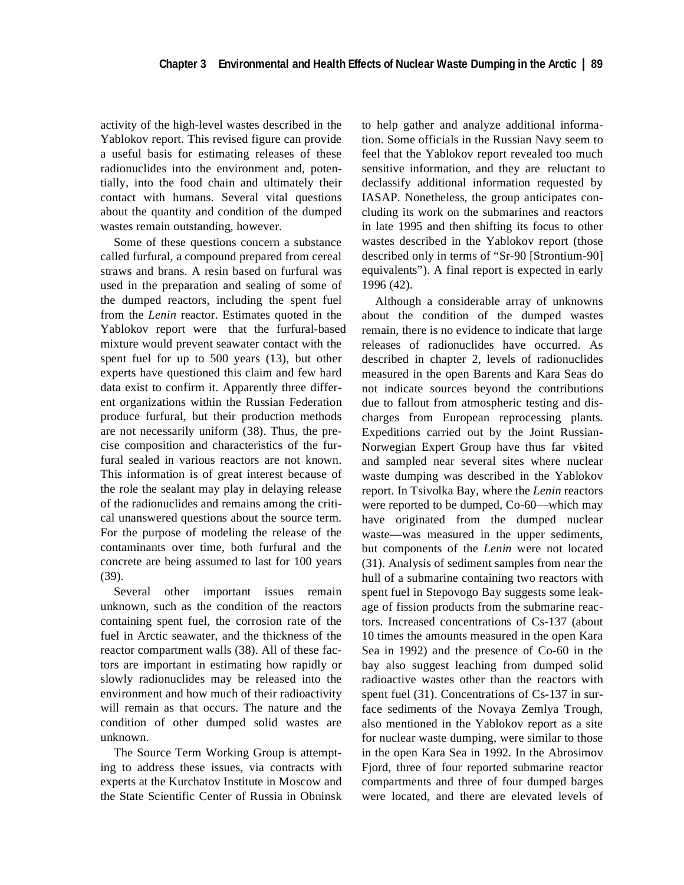activity of the high-level wastes described in the Yablokov report. This revised figure can provide a useful basis for estimating releases of these radionuclides into the environment and, potentially, into the food chain and ultimately their contact with humans. Several vital questions about the quantity and condition of the dumped wastes remain outstanding, however.

Some of these questions concern a substance called furfural, a compound prepared from cereal straws and brans. A resin based on furfural was used in the preparation and sealing of some of the dumped reactors, including the spent fuel from the *Lenin* reactor. Estimates quoted in the Yablokov report were that the furfural-based mixture would prevent seawater contact with the spent fuel for up to 500 years (13), but other experts have questioned this claim and few hard data exist to confirm it. Apparently three different organizations within the Russian Federation produce furfural, but their production methods are not necessarily uniform (38). Thus, the precise composition and characteristics of the furfural sealed in various reactors are not known. This information is of great interest because of the role the sealant may play in delaying release of the radionuclides and remains among the critical unanswered questions about the source term. For the purpose of modeling the release of the contaminants over time, both furfural and the concrete are being assumed to last for 100 years (39).

Several other important issues remain unknown, such as the condition of the reactors containing spent fuel, the corrosion rate of the fuel in Arctic seawater, and the thickness of the reactor compartment walls (38). All of these factors are important in estimating how rapidly or slowly radionuclides may be released into the environment and how much of their radioactivity will remain as that occurs. The nature and the condition of other dumped solid wastes are unknown.

The Source Term Working Group is attempting to address these issues, via contracts with experts at the Kurchatov Institute in Moscow and the State Scientific Center of Russia in Obninsk to help gather and analyze additional information. Some officials in the Russian Navy seem to feel that the Yablokov report revealed too much sensitive information, and they are reluctant to declassify additional information requested by IASAP. Nonetheless, the group anticipates concluding its work on the submarines and reactors in late 1995 and then shifting its focus to other wastes described in the Yablokov report (those described only in terms of "Sr-90 [Strontium-90] equivalents"). A final report is expected in early 1996 (42).

Although a considerable array of unknowns about the condition of the dumped wastes remain, there is no evidence to indicate that large releases of radionuclides have occurred. As described in chapter 2, levels of radionuclides measured in the open Barents and Kara Seas do not indicate sources beyond the contributions due to fallout from atmospheric testing and discharges from European reprocessing plants. Expeditions carried out by the Joint Russian-Norwegian Expert Group have thus far visited and sampled near several sites where nuclear waste dumping was described in the Yablokov report. In Tsivolka Bay, where the *Lenin* reactors were reported to be dumped, Co-60—which may have originated from the dumped nuclear waste—was measured in the upper sediments, but components of the *Lenin* were not located (31). Analysis of sediment samples from near the hull of a submarine containing two reactors with spent fuel in Stepovogo Bay suggests some leakage of fission products from the submarine reactors. Increased concentrations of Cs-137 (about 10 times the amounts measured in the open Kara Sea in 1992) and the presence of Co-60 in the bay also suggest leaching from dumped solid radioactive wastes other than the reactors with spent fuel (31). Concentrations of Cs-137 in surface sediments of the Novaya Zemlya Trough, also mentioned in the Yablokov report as a site for nuclear waste dumping, were similar to those in the open Kara Sea in 1992. In the Abrosimov Fjord, three of four reported submarine reactor compartments and three of four dumped barges were located, and there are elevated levels of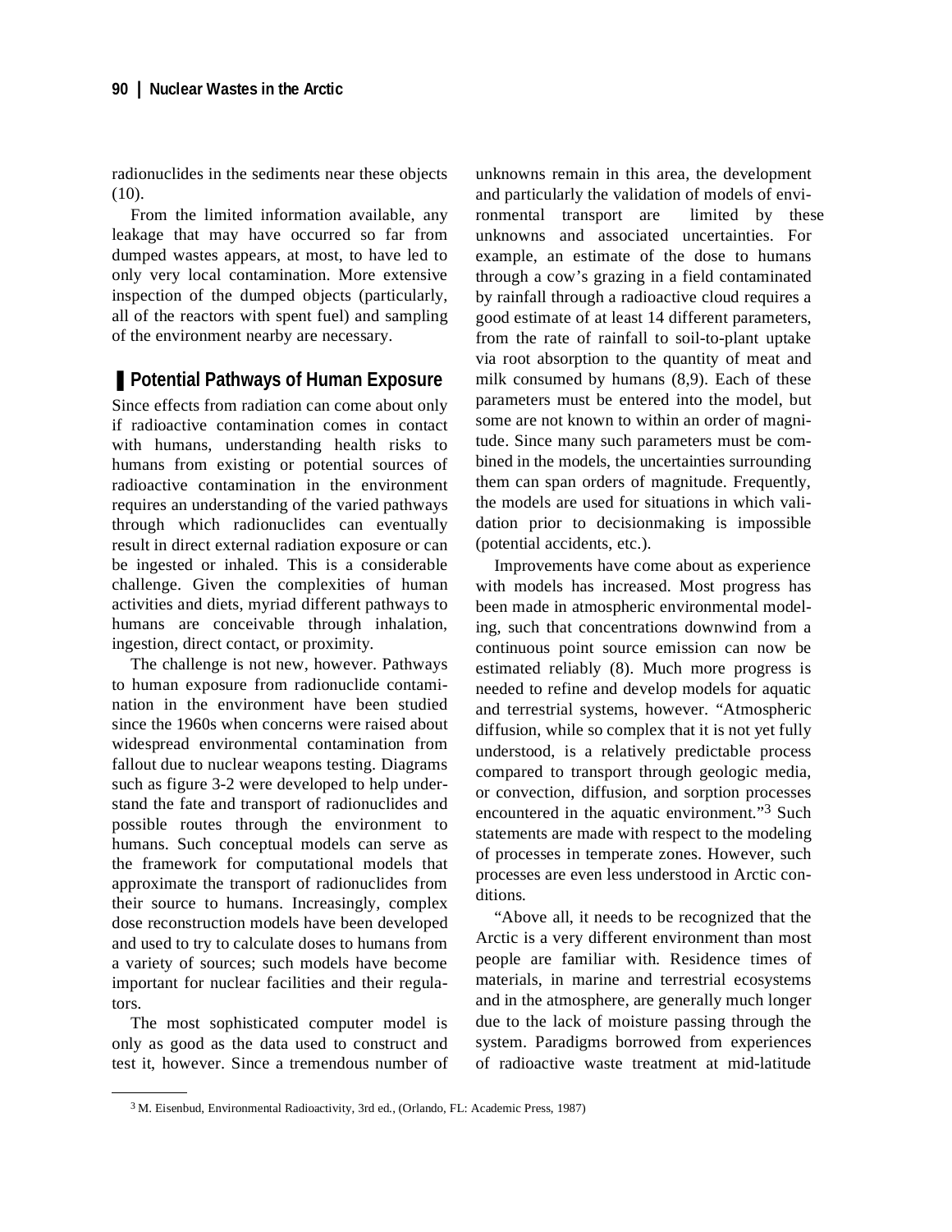radionuclides in the sediments near these objects (10).

From the limited information available, any leakage that may have occurred so far from dumped wastes appears, at most, to have led to only very local contamination. More extensive inspection of the dumped objects (particularly, all of the reactors with spent fuel) and sampling of the environment nearby are necessary.

## Potential Pathways of Human Exposure

Since effects from radiation can come about only if radioactive contamination comes in contact with humans, understanding health risks to humans from existing or potential sources of radioactive contamination in the environment requires an understanding of the varied pathways through which radionuclides can eventually result in direct external radiation exposure or can be ingested or inhaled. This is a considerable challenge. Given the complexities of human activities and diets, myriad different pathways to humans are conceivable through inhalation, ingestion, direct contact, or proximity.

The challenge is not new, however. Pathways to human exposure from radionuclide contamination in the environment have been studied since the 1960s when concerns were raised about widespread environmental contamination from fallout due to nuclear weapons testing. Diagrams such as figure 3-2 were developed to help understand the fate and transport of radionuclides and possible routes through the environment to humans. Such conceptual models can serve as the framework for computational models that approximate the transport of radionuclides from their source to humans. Increasingly, complex dose reconstruction models have been developed and used to try to calculate doses to humans from a variety of sources; such models have become important for nuclear facilities and their regulators.

The most sophisticated computer model is only as good as the data used to construct and test it, however. Since a tremendous number of unknowns remain in this area, the development and particularly the validation of models of environmental transport are limited by these unknowns and associated uncertainties. For example, an estimate of the dose to humans through a cow's grazing in a field contaminated by rainfall through a radioactive cloud requires a good estimate of at least 14 different parameters, from the rate of rainfall to soil-to-plant uptake via root absorption to the quantity of meat and milk consumed by humans (8,9). Each of these parameters must be entered into the model, but some are not known to within an order of magnitude. Since many such parameters must be combined in the models, the uncertainties surrounding them can span orders of magnitude. Frequently, the models are used for situations in which validation prior to decisionmaking is impossible (potential accidents, etc.).

Improvements have come about as experience with models has increased. Most progress has been made in atmospheric environmental modeling, such that concentrations downwind from a continuous point source emission can now be estimated reliably (8). Much more progress is needed to refine and develop models for aquatic and terrestrial systems, however. "Atmospheric diffusion, while so complex that it is not yet fully understood, is a relatively predictable process compared to transport through geologic media, or convection, diffusion, and sorption processes encountered in the aquatic environment."[3] Such statements are made with respect to the modeling of processes in temperate zones. However, such processes are even less understood in Arctic conditions.

"Above all, it needs to be recognized that the Arctic is a very different environment than most people are familiar with. Residence times of materials, in marine and terrestrial ecosystems and in the atmosphere, are generally much longer due to the lack of moisture passing through the system. Paradigms borrowed from experiences of radioactive waste treatment at mid-latitude

[3] M. Eisenbud, Environmental Radioactivity, 3rd ed., (Orlando, FL: Academic Press, 1987)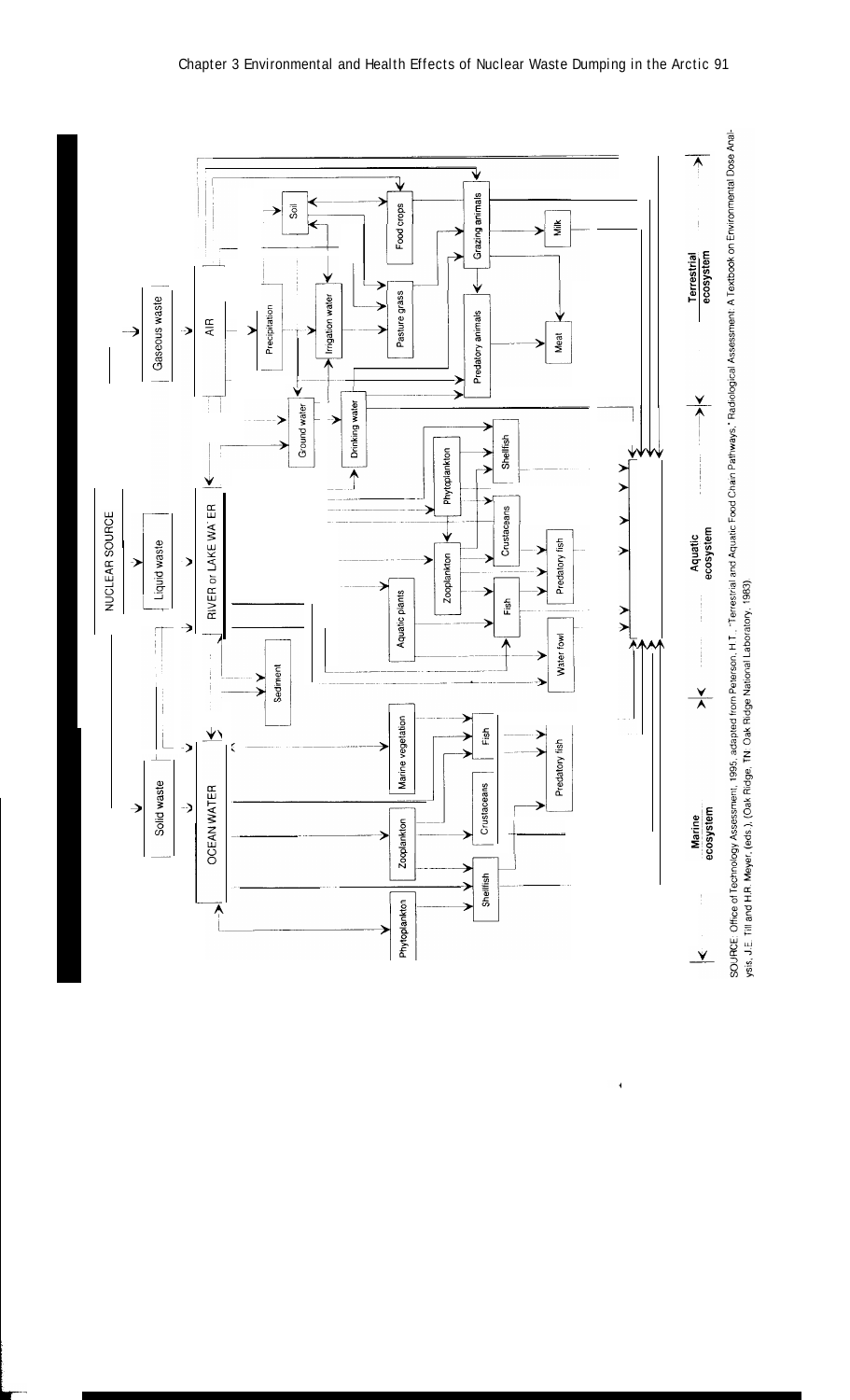NUCLEAR SOURCE

Solid waste

Liquid waste

Gaseous waste

OCEAN WATER

RIVER or LAKE WATER

AIR

Phytoplankton

Zooplankton

Marine vegetation

Shellfish

Crustaceans

Fish

Predatory fish

Sediment

Aquatic plants

Zooplankton

Phytoplankton

Water fowl

Fish

Predatory fish

Crustaceans

Shellfish

Ground water

Drinking water

Precipitation

Irrigation water

Soil

Pasture grass

Food crops

Predatory animals

Grazing animals

Meat

Milk

Marine ecosystem

Aquatic ecosystem

Terrestrial ecosystem

SOURCE: Office of Technology Assessment, 1995, adapted from Peterson, H.T., "Terrestrial and Aquatic Food Chain Pathways," Radiological Assessment: A Textbook on Environmental Dose Analysis, J.E. Till and H.R. Meyer, (eds.), (Oak Ridge, TN: Oak Ridge National Laboratory, 1983)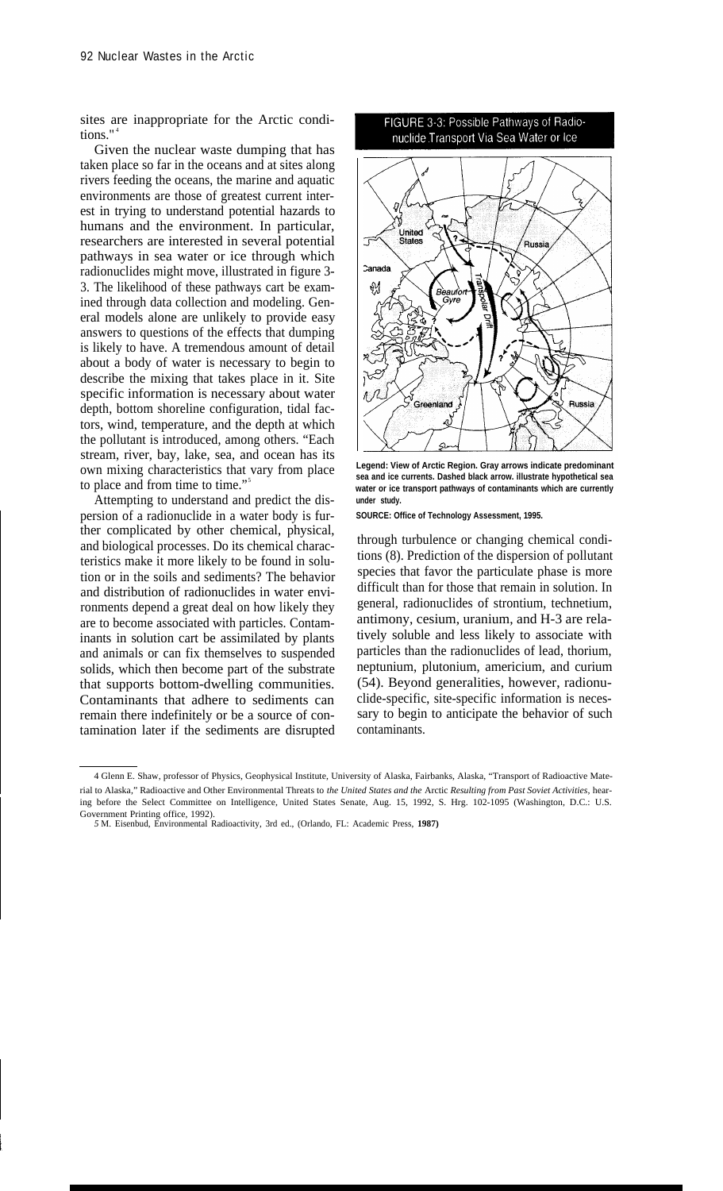sites are inappropriate for the Arctic conditions."[4]

Given the nuclear waste dumping that has taken place so far in the oceans and at sites along rivers feeding the oceans, the marine and aquatic environments are those of greatest current interest in trying to understand potential hazards to humans and the environment. In particular, researchers are interested in several potential pathways in sea water or ice through which radionuclides might move, illustrated in figure 3-3. The likelihood of these pathways cart be examined through data collection and modeling. General models alone are unlikely to provide easy answers to questions of the effects that dumping is likely to have. A tremendous amount of detail about a body of water is necessary to begin to describe the mixing that takes place in it. Site specific information is necessary about water depth, bottom shoreline configuration, tidal factors, wind, temperature, and the depth at which the pollutant is introduced, among others. "Each stream, river, bay, lake, sea, and ocean has its own mixing characteristics that vary from place to place and from time to time."[5]

Attempting to understand and predict the dispersion of a radionuclide in a water body is further complicated by other chemical, physical, and biological processes. Do its chemical characteristics make it more likely to be found in solution or in the soils and sediments? The behavior and distribution of radionuclides in water environments depend a great deal on how likely they are to become associated with particles. Contaminants in solution cart be assimilated by plants and animals or can fix themselves to suspended solids, which then become part of the substrate that supports bottom-dwelling communities. Contaminants that adhere to sediments can remain there indefinitely or be a source of contamination later if the sediments are disrupted through turbulence or changing chemical conditions (8). Prediction of the dispersion of pollutant species that favor the particulate phase is more difficult than for those that remain in solution. In general, radionuclides of strontium, technetium, antimony, cesium, uranium, and H-3 are relatively soluble and less likely to associate with particles than the radionuclides of lead, thorium, neptunium, plutonium, americium, and curium (54). Beyond generalities, however, radionuclide-specific, site-specific information is necessary to begin to anticipate the behavior of such contaminants.

**FIGURE 3-3: Possible Pathways of Radionuclide Transport Via Sea Water or Ice**

**Legend: View of Arctic Region. Gray arrows indicate predominant sea and ice currents. Dashed black arrow. illustrate hypothetical sea water or ice transport pathways of contaminants which are currently under study.**

**SOURCE: Office of Technology Assessment, 1995.**

---

4 Glenn E. Shaw, professor of Physics, Geophysical Institute, University of Alaska, Fairbanks, Alaska, "Transport of Radioactive Material to Alaska," Radioactive and Other Environmental Threats to *the United States and the* Arctic *Resulting from Past Soviet Activities*, hearing before the Select Committee on Intelligence, United States Senate, Aug. 15, 1992, S. Hrg. 102-1095 (Washington, D.C.: U.S. Government Printing office, 1992).

5 M. Eisenbud, Environmental Radioactivity, 3rd ed., (Orlando, FL: Academic Press, **1987)**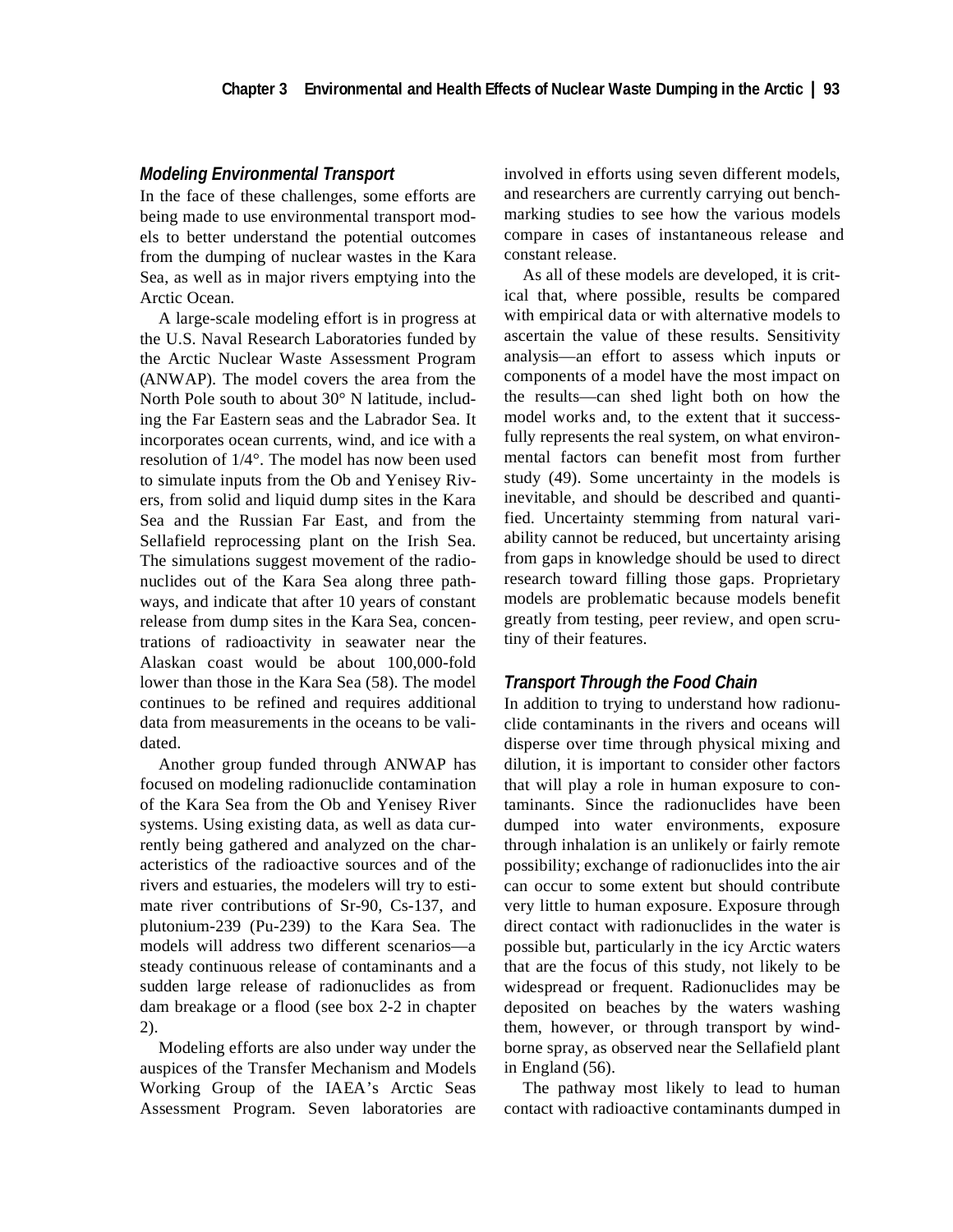### *Modeling Environmental Transport*

In the face of these challenges, some efforts are being made to use environmental transport models to better understand the potential outcomes from the dumping of nuclear wastes in the Kara Sea, as well as in major rivers emptying into the Arctic Ocean.

A large-scale modeling effort is in progress at the U.S. Naval Research Laboratories funded by the Arctic Nuclear Waste Assessment Program (ANWAP). The model covers the area from the North Pole south to about 30° N latitude, including the Far Eastern seas and the Labrador Sea. It incorporates ocean currents, wind, and ice with a resolution of 1/4°. The model has now been used to simulate inputs from the Ob and Yenisey Rivers, from solid and liquid dump sites in the Kara Sea and the Russian Far East, and from the Sellafield reprocessing plant on the Irish Sea. The simulations suggest movement of the radionuclides out of the Kara Sea along three pathways, and indicate that after 10 years of constant release from dump sites in the Kara Sea, concentrations of radioactivity in seawater near the Alaskan coast would be about 100,000-fold lower than those in the Kara Sea (58). The model continues to be refined and requires additional data from measurements in the oceans to be validated.

Another group funded through ANWAP has focused on modeling radionuclide contamination of the Kara Sea from the Ob and Yenisey River systems. Using existing data, as well as data currently being gathered and analyzed on the characteristics of the radioactive sources and of the rivers and estuaries, the modelers will try to estimate river contributions of Sr-90, Cs-137, and plutonium-239 (Pu-239) to the Kara Sea. The models will address two different scenarios—a steady continuous release of contaminants and a sudden large release of radionuclides as from dam breakage or a flood (see box 2-2 in chapter 2).

Modeling efforts are also under way under the auspices of the Transfer Mechanism and Models Working Group of the IAEA's Arctic Seas Assessment Program. Seven laboratories are involved in efforts using seven different models, and researchers are currently carrying out benchmarking studies to see how the various models compare in cases of instantaneous release and constant release.

As all of these models are developed, it is critical that, where possible, results be compared with empirical data or with alternative models to ascertain the value of these results. Sensitivity analysis—an effort to assess which inputs or components of a model have the most impact on the results—can shed light both on how the model works and, to the extent that it successfully represents the real system, on what environmental factors can benefit most from further study (49). Some uncertainty in the models is inevitable, and should be described and quantified. Uncertainty stemming from natural variability cannot be reduced, but uncertainty arising from gaps in knowledge should be used to direct research toward filling those gaps. Proprietary models are problematic because models benefit greatly from testing, peer review, and open scrutiny of their features.

### *Transport Through the Food Chain*

In addition to trying to understand how radionuclide contaminants in the rivers and oceans will disperse over time through physical mixing and dilution, it is important to consider other factors that will play a role in human exposure to contaminants. Since the radionuclides have been dumped into water environments, exposure through inhalation is an unlikely or fairly remote possibility; exchange of radionuclides into the air can occur to some extent but should contribute very little to human exposure. Exposure through direct contact with radionuclides in the water is possible but, particularly in the icy Arctic waters that are the focus of this study, not likely to be widespread or frequent. Radionuclides may be deposited on beaches by the waters washing them, however, or through transport by windborne spray, as observed near the Sellafield plant in England (56).

The pathway most likely to lead to human contact with radioactive contaminants dumped in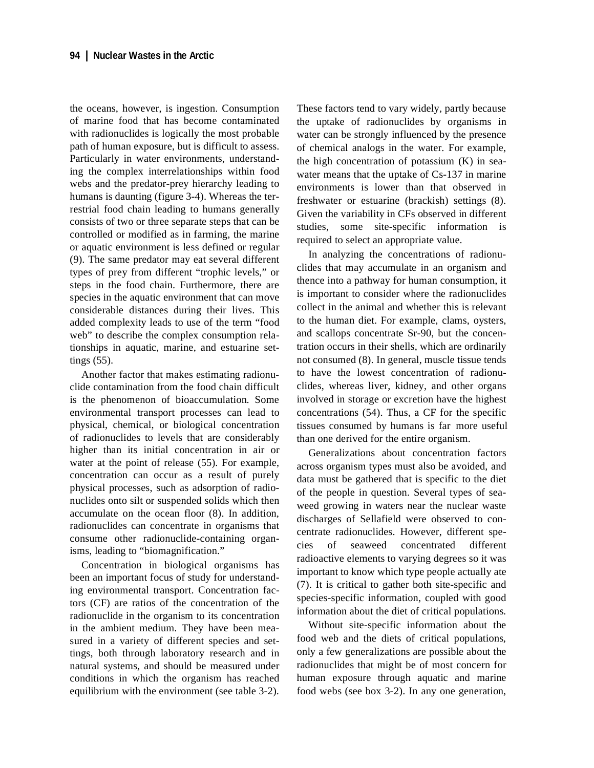the oceans, however, is ingestion. Consumption of marine food that has become contaminated with radionuclides is logically the most probable path of human exposure, but is difficult to assess. Particularly in water environments, understanding the complex interrelationships within food webs and the predator-prey hierarchy leading to humans is daunting (figure 3-4). Whereas the terrestrial food chain leading to humans generally consists of two or three separate steps that can be controlled or modified as in farming, the marine or aquatic environment is less defined or regular (9). The same predator may eat several different types of prey from different "trophic levels," or steps in the food chain. Furthermore, there are species in the aquatic environment that can move considerable distances during their lives. This added complexity leads to use of the term "food web" to describe the complex consumption relationships in aquatic, marine, and estuarine settings (55).

Another factor that makes estimating radionuclide contamination from the food chain difficult is the phenomenon of bioaccumulation. Some environmental transport processes can lead to physical, chemical, or biological concentration of radionuclides to levels that are considerably higher than its initial concentration in air or water at the point of release (55). For example, concentration can occur as a result of purely physical processes, such as adsorption of radionuclides onto silt or suspended solids which then accumulate on the ocean floor (8). In addition, radionuclides can concentrate in organisms that consume other radionuclide-containing organisms, leading to "biomagnification."

Concentration in biological organisms has been an important focus of study for understanding environmental transport. Concentration factors (CF) are ratios of the concentration of the radionuclide in the organism to its concentration in the ambient medium. They have been measured in a variety of different species and settings, both through laboratory research and in natural systems, and should be measured under conditions in which the organism has reached equilibrium with the environment (see table 3-2). These factors tend to vary widely, partly because the uptake of radionuclides by organisms in water can be strongly influenced by the presence of chemical analogs in the water. For example, the high concentration of potassium (K) in seawater means that the uptake of Cs-137 in marine environments is lower than that observed in freshwater or estuarine (brackish) settings (8). Given the variability in CFs observed in different studies, some site-specific information is required to select an appropriate value.

In analyzing the concentrations of radionuclides that may accumulate in an organism and thence into a pathway for human consumption, it is important to consider where the radionuclides collect in the animal and whether this is relevant to the human diet. For example, clams, oysters, and scallops concentrate Sr-90, but the concentration occurs in their shells, which are ordinarily not consumed (8). In general, muscle tissue tends to have the lowest concentration of radionuclides, whereas liver, kidney, and other organs involved in storage or excretion have the highest concentrations (54). Thus, a CF for the specific tissues consumed by humans is far more useful than one derived for the entire organism.

Generalizations about concentration factors across organism types must also be avoided, and data must be gathered that is specific to the diet of the people in question. Several types of seaweed growing in waters near the nuclear waste discharges of Sellafield were observed to concentrate radionuclides. However, different species of seaweed concentrated different radioactive elements to varying degrees so it was important to know which type people actually ate (7). It is critical to gather both site-specific and species-specific information, coupled with good information about the diet of critical populations.

Without site-specific information about the food web and the diets of critical populations, only a few generalizations are possible about the radionuclides that might be of most concern for human exposure through aquatic and marine food webs (see box 3-2). In any one generation,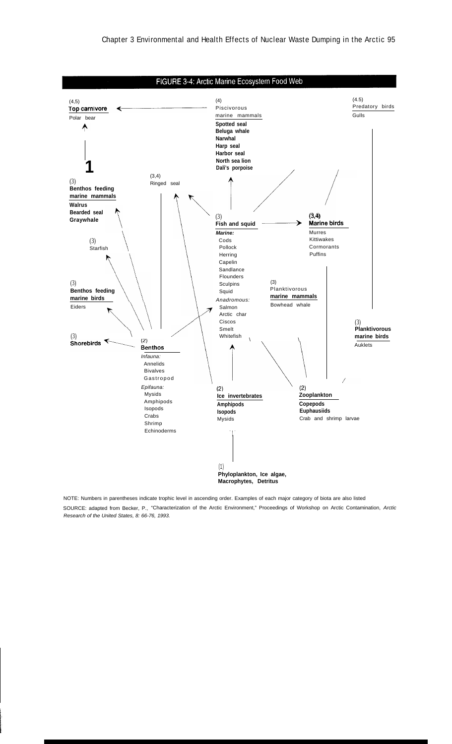## FIGURE 3-4: Arctic Marine Ecosystem Food Web

(4,5)
**Top carnivore**
Polar bear

(4)
Piscivorous marine mammals
**Spotted seal**
**Beluga whale**
**Narwhal**
**Harp seal**
**Harbor seal**
**North sea lion**
**Dali's porpoise**

(4.5)
Predatory birds
Gulls

(3)
**Benthos feeding marine mammals**
**Walrus**
**Bearded seal**
**Graywhale**

(3,4)
Ringed seal

(3)
**Fish and squid**
***Marine:***
Cods
Pollock
Herring
Capelin
Sandlance
Flounders
Sculpins
Squid
*Anadromous:*
Salmon
Arctic char
Ciscos
Smelt
Whitefish

(3,4)
**Marine birds**
Murres
Kittiwakes
Cormorants
Puffins

(3)
Starfish

(3)
**Benthos feeding marine birds**
Eiders

(3)
Planktivorous **marine mammals**
Bowhead whale

(3)
**Planktivorous marine birds**
Auklets

(3)
**Shorebirds**

(2)
**Benthos**
*Infauna:*
Annelids
Bivalves
Gastropod
*Epifauna:*
Mysids
Amphipods
Isopods
Crabs
Shrimp
Echinoderms

(2)
**Ice invertebrates**
**Amphipods**
**Isopods**
Mysids

(2)
**Zooplankton**
**Copepods**
**Euphausiids**
Crab and shrimp larvae

(1)
**Phyloplankton, Ice algae, Macrophytes, Detritus**

NOTE: Numbers in parentheses indicate trophic level in ascending order. Examples of each major category of biota are also listed

SOURCE: adapted from Becker, P., "Characterization of the Arctic Environment," Proceedings of Workshop on Arctic Contamination, *Arctic Research of the United States, 8: 66-76, 1993.*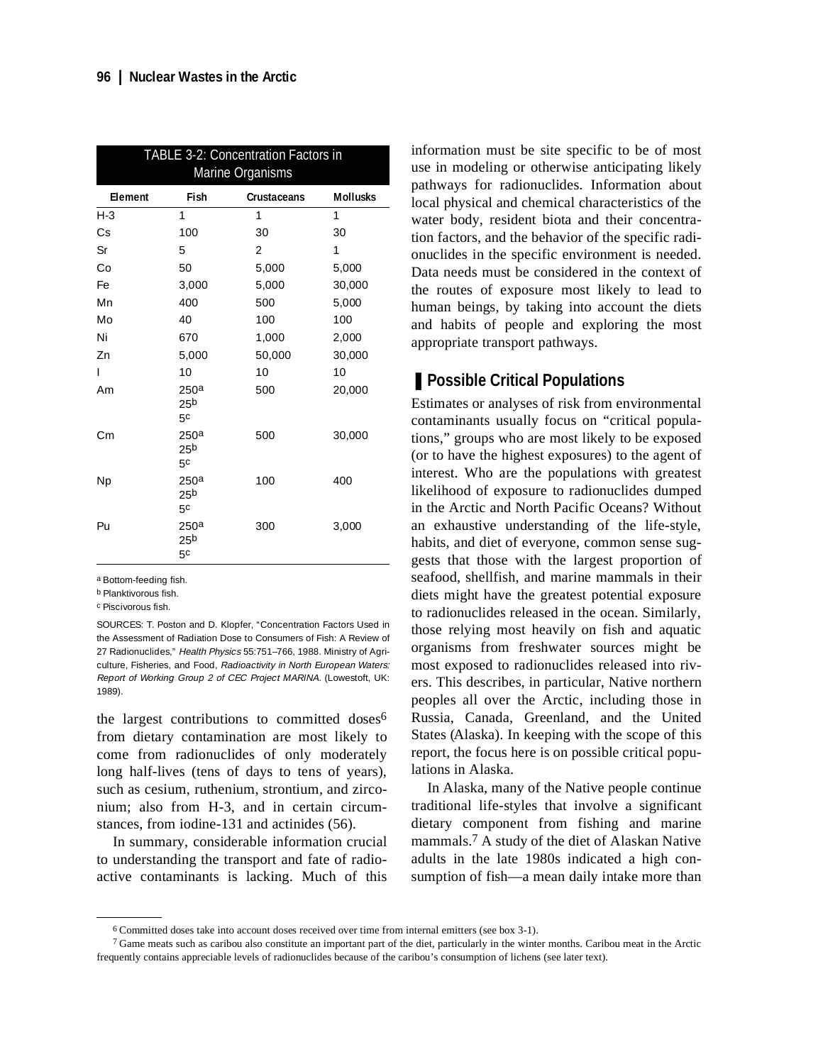TABLE 3-2: Concentration Factors in Marine Organisms

| Element | Fish | Crustaceans | Mollusks |
|---|---|---|---|
| H-3 | 1 | 1 | 1 |
| Cs | 100 | 30 | 30 |
| Sr | 5 | 2 | 1 |
| Co | 50 | 5,000 | 5,000 |
| Fe | 3,000 | 5,000 | 30,000 |
| Mn | 400 | 500 | 5,000 |
| Mo | 40 | 100 | 100 |
| Ni | 670 | 1,000 | 2,000 |
| Zn | 5,000 | 50,000 | 30,000 |
| I | 10 | 10 | 10 |
| Am | 250[a] 25[b] 5[c] | 500 | 20,000 |
| Cm | 250[a] 25[b] 5[c] | 500 | 30,000 |
| Np | 250[a] 25[b] 5[c] | 100 | 400 |
| Pu | 250[a] 25[b] 5[c] | 300 | 3,000 |

[a] Bottom-feeding fish.

[b] Planktivorous fish.

[c] Piscivorous fish.

SOURCES: T. Poston and D. Klopfer, "Concentration Factors Used in the Assessment of Radiation Dose to Consumers of Fish: A Review of 27 Radionuclides," *Health Physics* 55:751–766, 1988. Ministry of Agriculture, Fisheries, and Food, *Radioactivity in North European Waters: Report of Working Group 2 of CEC Project MARINA.* (Lowestoft, UK: 1989).

the largest contributions to committed doses[6] from dietary contamination are most likely to come from radionuclides of only moderately long half-lives (tens of days to tens of years), such as cesium, ruthenium, strontium, and zirconium; also from H-3, and in certain circumstances, from iodine-131 and actinides (56).

In summary, considerable information crucial to understanding the transport and fate of radioactive contaminants is lacking. Much of this information must be site specific to be of most use in modeling or otherwise anticipating likely pathways for radionuclides. Information about local physical and chemical characteristics of the water body, resident biota and their concentration factors, and the behavior of the specific radionuclides in the specific environment is needed. Data needs must be considered in the context of the routes of exposure most likely to lead to human beings, by taking into account the diets and habits of people and exploring the most appropriate transport pathways.

## Possible Critical Populations

Estimates or analyses of risk from environmental contaminants usually focus on "critical populations," groups who are most likely to be exposed (or to have the highest exposures) to the agent of interest. Who are the populations with greatest likelihood of exposure to radionuclides dumped in the Arctic and North Pacific Oceans? Without an exhaustive understanding of the life-style, habits, and diet of everyone, common sense suggests that those with the largest proportion of seafood, shellfish, and marine mammals in their diets might have the greatest potential exposure to radionuclides released in the ocean. Similarly, those relying most heavily on fish and aquatic organisms from freshwater sources might be most exposed to radionuclides released into rivers. This describes, in particular, Native northern peoples all over the Arctic, including those in Russia, Canada, Greenland, and the United States (Alaska). In keeping with the scope of this report, the focus here is on possible critical populations in Alaska.

In Alaska, many of the Native people continue traditional life-styles that involve a significant dietary component from fishing and marine mammals.[7] A study of the diet of Alaskan Native adults in the late 1980s indicated a high consumption of fish—a mean daily intake more than

[6] Committed doses take into account doses received over time from internal emitters (see box 3-1).

[7] Game meats such as caribou also constitute an important part of the diet, particularly in the winter months. Caribou meat in the Arctic frequently contains appreciable levels of radionuclides because of the caribou's consumption of lichens (see later text).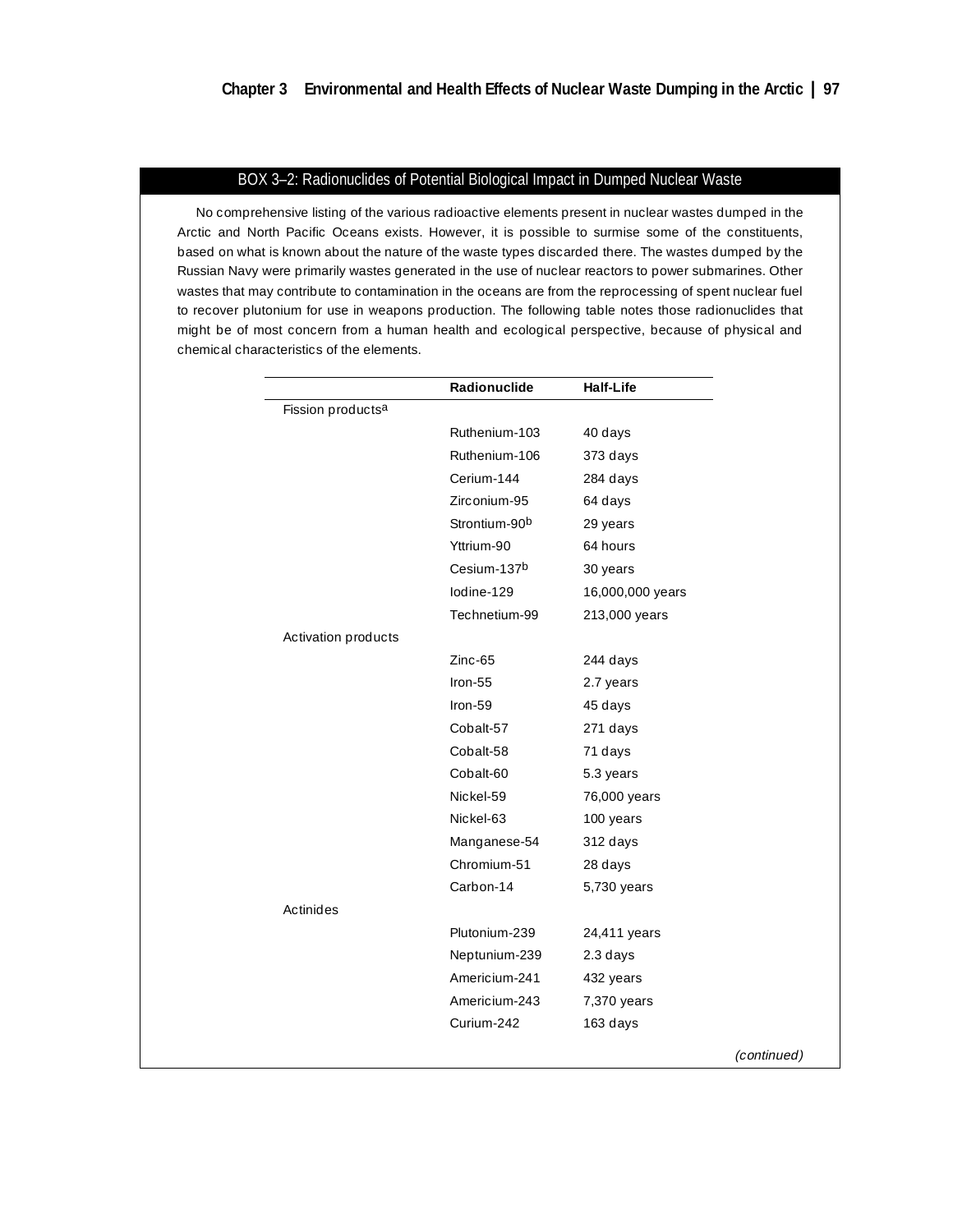## BOX 3–2: Radionuclides of Potential Biological Impact in Dumped Nuclear Waste

No comprehensive listing of the various radioactive elements present in nuclear wastes dumped in the Arctic and North Pacific Oceans exists. However, it is possible to surmise some of the constituents, based on what is known about the nature of the waste types discarded there. The wastes dumped by the Russian Navy were primarily wastes generated in the use of nuclear reactors to power submarines. Other wastes that may contribute to contamination in the oceans are from the reprocessing of spent nuclear fuel to recover plutonium for use in weapons production. The following table notes those radionuclides that might be of most concern from a human health and ecological perspective, because of physical and chemical characteristics of the elements.

| | Radionuclide | Half-Life |
|---|---|---|
| Fission products[a] | | |
| | Ruthenium-103 | 40 days |
| | Ruthenium-106 | 373 days |
| | Cerium-144 | 284 days |
| | Zirconium-95 | 64 days |
| | Strontium-90[b] | 29 years |
| | Yttrium-90 | 64 hours |
| | Cesium-137[b] | 30 years |
| | Iodine-129 | 16,000,000 years |
| | Technetium-99 | 213,000 years |
| Activation products | | |
| | Zinc-65 | 244 days |
| | Iron-55 | 2.7 years |
| | Iron-59 | 45 days |
| | Cobalt-57 | 271 days |
| | Cobalt-58 | 71 days |
| | Cobalt-60 | 5.3 years |
| | Nickel-59 | 76,000 years |
| | Nickel-63 | 100 years |
| | Manganese-54 | 312 days |
| | Chromium-51 | 28 days |
| | Carbon-14 | 5,730 years |
| Actinides | | |
| | Plutonium-239 | 24,411 years |
| | Neptunium-239 | 2.3 days |
| | Americium-241 | 432 years |
| | Americium-243 | 7,370 years |
| | Curium-242 | 163 days |

*(continued)*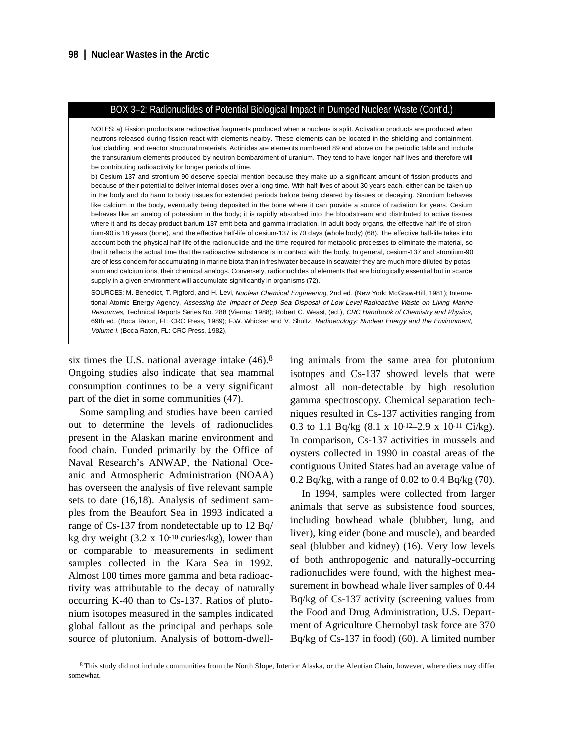### BOX 3–2: Radionuclides of Potential Biological Impact in Dumped Nuclear Waste (Cont'd.)

NOTES: a) Fission products are radioactive fragments produced when a nucleus is split. Activation products are produced when neutrons released during fission react with elements nearby. These elements can be located in the shielding and containment, fuel cladding, and reactor structural materials. Actinides are elements numbered 89 and above on the periodic table and include the transuranium elements produced by neutron bombardment of uranium. They tend to have longer half-lives and therefore will be contributing radioactivity for longer periods of time.

b) Cesium-137 and strontium-90 deserve special mention because they make up a significant amount of fission products and because of their potential to deliver internal doses over a long time. With half-lives of about 30 years each, either can be taken up in the body and do harm to body tissues for extended periods before being cleared by tissues or decaying. Strontium behaves like calcium in the body, eventually being deposited in the bone where it can provide a source of radiation for years. Cesium behaves like an analog of potassium in the body; it is rapidly absorbed into the bloodstream and distributed to active tissues where it and its decay product barium-137 emit beta and gamma irradiation. In adult body organs, the effective half-life of strontium-90 is 18 years (bone), and the effective half-life of cesium-137 is 70 days (whole body) (68). The effective half-life takes into account both the physical half-life of the radionuclide and the time required for metabolic processes to eliminate the material, so that it reflects the actual time that the radioactive substance is in contact with the body. In general, cesium-137 and strontium-90 are of less concern for accumulating in marine biota than in freshwater because in seawater they are much more diluted by potassium and calcium ions, their chemical analogs. Conversely, radionuclides of elements that are biologically essential but in scarce supply in a given environment will accumulate significantly in organisms (72).

SOURCES: M. Benedict, T. Pigford, and H. Levi, *Nuclear Chemical Engineering*, 2nd ed. (New York: McGraw-Hill, 1981); International Atomic Energy Agency, *Assessing the Impact of Deep Sea Disposal of Low Level Radioactive Waste on Living Marine Resources*, Technical Reports Series No. 288 (Vienna: 1988); Robert C. Weast, (ed.), *CRC Handbook of Chemistry and Physics*, 69th ed. (Boca Raton, FL: CRC Press, 1989); F.W. Whicker and V. Shultz, *Radioecology: Nuclear Energy and the Environment, Volume I*. (Boca Raton, FL: CRC Press, 1982).

---

six times the U.S. national average intake (46).[8] Ongoing studies also indicate that sea mammal consumption continues to be a very significant part of the diet in some communities (47).

Some sampling and studies have been carried out to determine the levels of radionuclides present in the Alaskan marine environment and food chain. Funded primarily by the Office of Naval Research's ANWAP, the National Oceanic and Atmospheric Administration (NOAA) has overseen the analysis of five relevant sample sets to date (16,18). Analysis of sediment samples from the Beaufort Sea in 1993 indicated a range of Cs-137 from nondetectable up to 12 Bq/kg dry weight ($3.2 \times 10^{-10}$ curies/kg), lower than or comparable to measurements in sediment samples collected in the Kara Sea in 1992. Almost 100 times more gamma and beta radioactivity was attributable to the decay of naturally occurring K-40 than to Cs-137. Ratios of plutonium isotopes measured in the samples indicated global fallout as the principal and perhaps sole source of plutonium. Analysis of bottom-dwelling animals from the same area for plutonium isotopes and Cs-137 showed levels that were almost all non-detectable by high resolution gamma spectroscopy. Chemical separation techniques resulted in Cs-137 activities ranging from 0.3 to 1.1 Bq/kg ($8.1 \times 10^{-12}$–$2.9 \times 10^{-11}$ Ci/kg). In comparison, Cs-137 activities in mussels and oysters collected in 1990 in coastal areas of the contiguous United States had an average value of 0.2 Bq/kg, with a range of 0.02 to 0.4 Bq/kg (70).

In 1994, samples were collected from larger animals that serve as subsistence food sources, including bowhead whale (blubber, lung, and liver), king eider (bone and muscle), and bearded seal (blubber and kidney) (16). Very low levels of both anthropogenic and naturally-occurring radionuclides were found, with the highest measurement in bowhead whale liver samples of 0.44 Bq/kg of Cs-137 activity (screening values from the Food and Drug Administration, U.S. Department of Agriculture Chernobyl task force are 370 Bq/kg of Cs-137 in food) (60). A limited number

---

[8] This study did not include communities from the North Slope, Interior Alaska, or the Aleutian Chain, however, where diets may differ somewhat.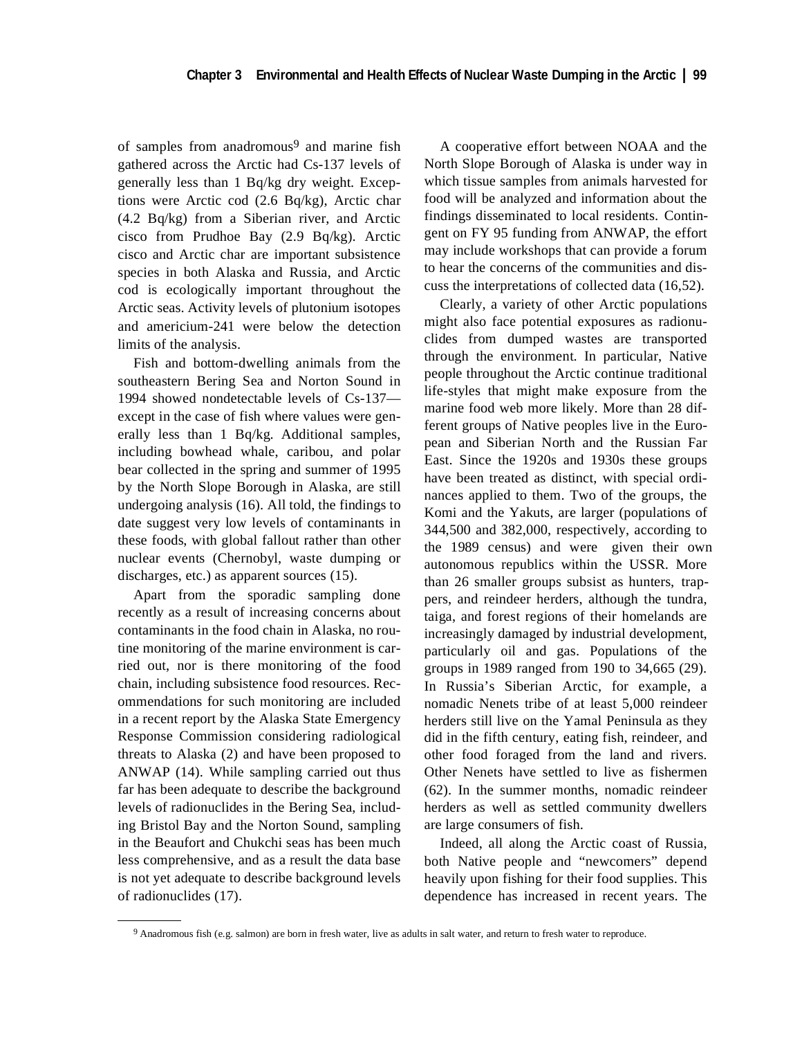of samples from anadromous[9] and marine fish gathered across the Arctic had Cs-137 levels of generally less than 1 Bq/kg dry weight. Exceptions were Arctic cod (2.6 Bq/kg), Arctic char (4.2 Bq/kg) from a Siberian river, and Arctic cisco from Prudhoe Bay (2.9 Bq/kg). Arctic cisco and Arctic char are important subsistence species in both Alaska and Russia, and Arctic cod is ecologically important throughout the Arctic seas. Activity levels of plutonium isotopes and americium-241 were below the detection limits of the analysis.

Fish and bottom-dwelling animals from the southeastern Bering Sea and Norton Sound in 1994 showed nondetectable levels of Cs-137—except in the case of fish where values were generally less than 1 Bq/kg. Additional samples, including bowhead whale, caribou, and polar bear collected in the spring and summer of 1995 by the North Slope Borough in Alaska, are still undergoing analysis (16). All told, the findings to date suggest very low levels of contaminants in these foods, with global fallout rather than other nuclear events (Chernobyl, waste dumping or discharges, etc.) as apparent sources (15).

Apart from the sporadic sampling done recently as a result of increasing concerns about contaminants in the food chain in Alaska, no routine monitoring of the marine environment is carried out, nor is there monitoring of the food chain, including subsistence food resources. Recommendations for such monitoring are included in a recent report by the Alaska State Emergency Response Commission considering radiological threats to Alaska (2) and have been proposed to ANWAP (14). While sampling carried out thus far has been adequate to describe the background levels of radionuclides in the Bering Sea, including Bristol Bay and the Norton Sound, sampling in the Beaufort and Chukchi seas has been much less comprehensive, and as a result the data base is not yet adequate to describe background levels of radionuclides (17).

A cooperative effort between NOAA and the North Slope Borough of Alaska is under way in which tissue samples from animals harvested for food will be analyzed and information about the findings disseminated to local residents. Contingent on FY 95 funding from ANWAP, the effort may include workshops that can provide a forum to hear the concerns of the communities and discuss the interpretations of collected data (16,52).

Clearly, a variety of other Arctic populations might also face potential exposures as radionuclides from dumped wastes are transported through the environment. In particular, Native people throughout the Arctic continue traditional life-styles that might make exposure from the marine food web more likely. More than 28 different groups of Native peoples live in the European and Siberian North and the Russian Far East. Since the 1920s and 1930s these groups have been treated as distinct, with special ordinances applied to them. Two of the groups, the Komi and the Yakuts, are larger (populations of 344,500 and 382,000, respectively, according to the 1989 census) and were given their own autonomous republics within the USSR. More than 26 smaller groups subsist as hunters, trappers, and reindeer herders, although the tundra, taiga, and forest regions of their homelands are increasingly damaged by industrial development, particularly oil and gas. Populations of the groups in 1989 ranged from 190 to 34,665 (29). In Russia's Siberian Arctic, for example, a nomadic Nenets tribe of at least 5,000 reindeer herders still live on the Yamal Peninsula as they did in the fifth century, eating fish, reindeer, and other food foraged from the land and rivers. Other Nenets have settled to live as fishermen (62). In the summer months, nomadic reindeer herders as well as settled community dwellers are large consumers of fish.

Indeed, all along the Arctic coast of Russia, both Native people and "newcomers" depend heavily upon fishing for their food supplies. This dependence has increased in recent years. The

---

[9] Anadromous fish (e.g. salmon) are born in fresh water, live as adults in salt water, and return to fresh water to reproduce.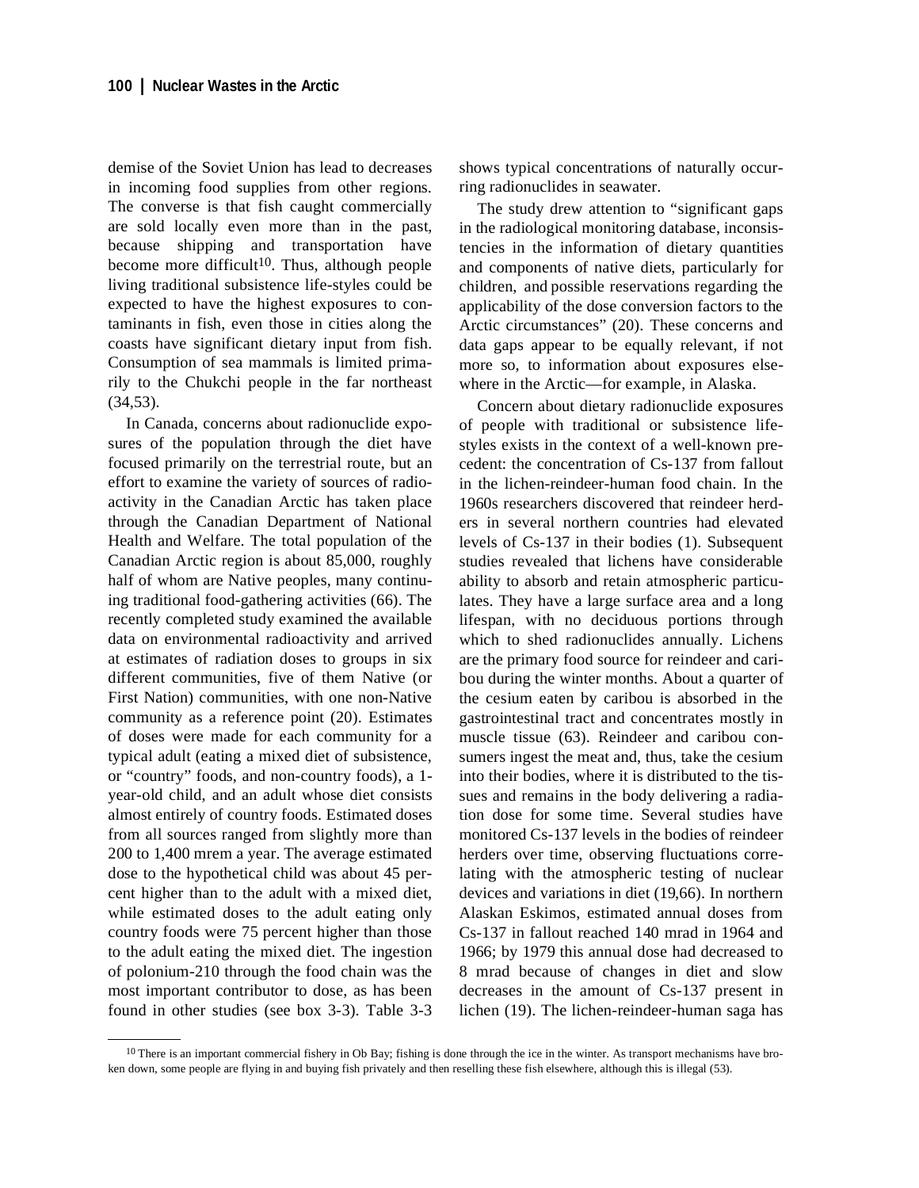demise of the Soviet Union has lead to decreases in incoming food supplies from other regions. The converse is that fish caught commercially are sold locally even more than in the past, because shipping and transportation have become more difficult[10]. Thus, although people living traditional subsistence life-styles could be expected to have the highest exposures to contaminants in fish, even those in cities along the coasts have significant dietary input from fish. Consumption of sea mammals is limited primarily to the Chukchi people in the far northeast (34,53).

In Canada, concerns about radionuclide exposures of the population through the diet have focused primarily on the terrestrial route, but an effort to examine the variety of sources of radioactivity in the Canadian Arctic has taken place through the Canadian Department of National Health and Welfare. The total population of the Canadian Arctic region is about 85,000, roughly half of whom are Native peoples, many continuing traditional food-gathering activities (66). The recently completed study examined the available data on environmental radioactivity and arrived at estimates of radiation doses to groups in six different communities, five of them Native (or First Nation) communities, with one non-Native community as a reference point (20). Estimates of doses were made for each community for a typical adult (eating a mixed diet of subsistence, or "country" foods, and non-country foods), a 1-year-old child, and an adult whose diet consists almost entirely of country foods. Estimated doses from all sources ranged from slightly more than 200 to 1,400 mrem a year. The average estimated dose to the hypothetical child was about 45 percent higher than to the adult with a mixed diet, while estimated doses to the adult eating only country foods were 75 percent higher than those to the adult eating the mixed diet. The ingestion of polonium-210 through the food chain was the most important contributor to dose, as has been found in other studies (see box 3-3). Table 3-3 shows typical concentrations of naturally occurring radionuclides in seawater.

The study drew attention to "significant gaps in the radiological monitoring database, inconsistencies in the information of dietary quantities and components of native diets, particularly for children, and possible reservations regarding the applicability of the dose conversion factors to the Arctic circumstances" (20). These concerns and data gaps appear to be equally relevant, if not more so, to information about exposures elsewhere in the Arctic—for example, in Alaska.

Concern about dietary radionuclide exposures of people with traditional or subsistence life-styles exists in the context of a well-known precedent: the concentration of Cs-137 from fallout in the lichen-reindeer-human food chain. In the 1960s researchers discovered that reindeer herders in several northern countries had elevated levels of Cs-137 in their bodies (1). Subsequent studies revealed that lichens have considerable ability to absorb and retain atmospheric particulates. They have a large surface area and a long lifespan, with no deciduous portions through which to shed radionuclides annually. Lichens are the primary food source for reindeer and caribou during the winter months. About a quarter of the cesium eaten by caribou is absorbed in the gastrointestinal tract and concentrates mostly in muscle tissue (63). Reindeer and caribou consumers ingest the meat and, thus, take the cesium into their bodies, where it is distributed to the tissues and remains in the body delivering a radiation dose for some time. Several studies have monitored Cs-137 levels in the bodies of reindeer herders over time, observing fluctuations correlating with the atmospheric testing of nuclear devices and variations in diet (19,66). In northern Alaskan Eskimos, estimated annual doses from Cs-137 in fallout reached 140 mrad in 1964 and 1966; by 1979 this annual dose had decreased to 8 mrad because of changes in diet and slow decreases in the amount of Cs-137 present in lichen (19). The lichen-reindeer-human saga has

[10] There is an important commercial fishery in Ob Bay; fishing is done through the ice in the winter. As transport mechanisms have broken down, some people are flying in and buying fish privately and then reselling these fish elsewhere, although this is illegal (53).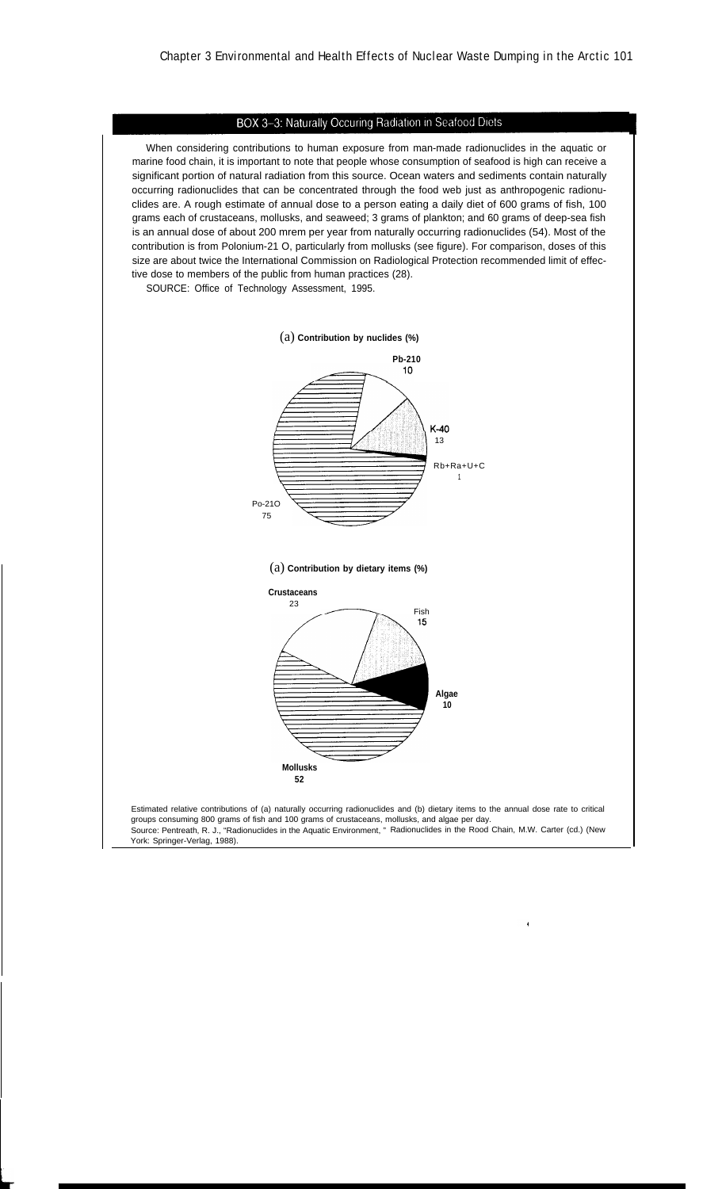## BOX 3-3: Naturally Occuring Radiation in Seafood Diets

When considering contributions to human exposure from man-made radionuclides in the aquatic or marine food chain, it is important to note that people whose consumption of seafood is high can receive a significant portion of natural radiation from this source. Ocean waters and sediments contain naturally occurring radionuclides that can be concentrated through the food web just as anthropogenic radionuclides are. A rough estimate of annual dose to a person eating a daily diet of 600 grams of fish, 100 grams each of crustaceans, mollusks, and seaweed; 3 grams of plankton; and 60 grams of deep-sea fish is an annual dose of about 200 mrem per year from naturally occurring radionuclides (54). Most of the contribution is from Polonium-21 O, particularly from mollusks (see figure). For comparison, doses of this size are about twice the International Commission on Radiologlcal Protection recommended limit of effective dose to members of the public from human practices (28).

SOURCE: Office of Technology Assessment, 1995.

(a) **Contribution by nuclides (%)**

**Pb-210** 10

K-40 13

Rb+Ra+U+C 1

Po-21O 75

(a) **Contribution by dietary items (%)**

**Crustaceans** 23

Fish 15

**Algae** 10

**Mollusks** 52

Estimated relative contributions of (a) naturally occurring radionuclides and (b) dietary items to the annual dose rate to critical groups consuming 800 grams of fish and 100 grams of crustaceans, mollusks, and algae per day.

Source: Pentreath, R. J., "Radionuclides in the Aquatic Environment," Radionuclides in the Rood Chain, M.W. Carter (cd.) (New York: Springer-Verlag, 1988).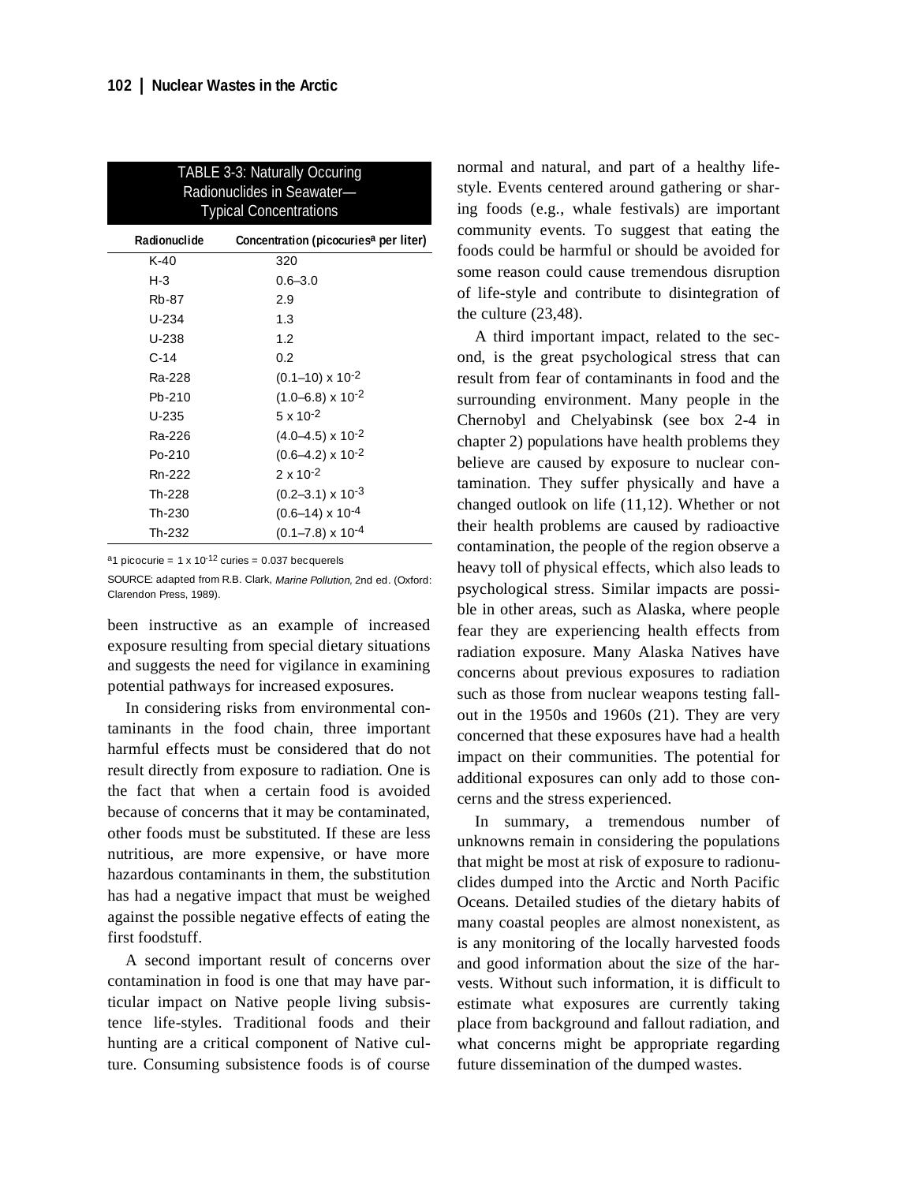TABLE 3-3: Naturally Occuring Radionuclides in Seawater—Typical Concentrations

| Radionuclide | Concentration (picocuries[a] per liter) |
|---|---|
| K-40 | 320 |
| H-3 | 0.6–3.0 |
| Rb-87 | 2.9 |
| U-234 | 1.3 |
| U-238 | 1.2 |
| C-14 | 0.2 |
| Ra-228 | $(0.1–10) \times 10^{-2}$ |
| Pb-210 | $(1.0–6.8) \times 10^{-2}$ |
| U-235 | $5 \times 10^{-2}$ |
| Ra-226 | $(4.0–4.5) \times 10^{-2}$ |
| Po-210 | $(0.6–4.2) \times 10^{-2}$ |
| Rn-222 | $2 \times 10^{-2}$ |
| Th-228 | $(0.2–3.1) \times 10^{-3}$ |
| Th-230 | $(0.6–14) \times 10^{-4}$ |
| Th-232 | $(0.1–7.8) \times 10^{-4}$ |

[a]1 picocurie = $1 \times 10^{-12}$ curies = 0.037 becquerels

SOURCE: adapted from R.B. Clark, *Marine Pollution,* 2nd ed. (Oxford: Clarendon Press, 1989).

been instructive as an example of increased exposure resulting from special dietary situations and suggests the need for vigilance in examining potential pathways for increased exposures.

In considering risks from environmental contaminants in the food chain, three important harmful effects must be considered that do not result directly from exposure to radiation. One is the fact that when a certain food is avoided because of concerns that it may be contaminated, other foods must be substituted. If these are less nutritious, are more expensive, or have more hazardous contaminants in them, the substitution has had a negative impact that must be weighed against the possible negative effects of eating the first foodstuff.

A second important result of concerns over contamination in food is one that may have particular impact on Native people living subsistence life-styles. Traditional foods and their hunting are a critical component of Native culture. Consuming subsistence foods is of course normal and natural, and part of a healthy life-style. Events centered around gathering or sharing foods (e.g., whale festivals) are important community events. To suggest that eating the foods could be harmful or should be avoided for some reason could cause tremendous disruption of life-style and contribute to disintegration of the culture (23,48).

A third important impact, related to the second, is the great psychological stress that can result from fear of contaminants in food and the surrounding environment. Many people in the Chernobyl and Chelyabinsk (see box 2-4 in chapter 2) populations have health problems they believe are caused by exposure to nuclear contamination. They suffer physically and have a changed outlook on life (11,12). Whether or not their health problems are caused by radioactive contamination, the people of the region observe a heavy toll of physical effects, which also leads to psychological stress. Similar impacts are possible in other areas, such as Alaska, where people fear they are experiencing health effects from radiation exposure. Many Alaska Natives have concerns about previous exposures to radiation such as those from nuclear weapons testing fallout in the 1950s and 1960s (21). They are very concerned that these exposures have had a health impact on their communities. The potential for additional exposures can only add to those concerns and the stress experienced.

In summary, a tremendous number of unknowns remain in considering the populations that might be most at risk of exposure to radionuclides dumped into the Arctic and North Pacific Oceans. Detailed studies of the dietary habits of many coastal peoples are almost nonexistent, as is any monitoring of the locally harvested foods and good information about the size of the harvests. Without such information, it is difficult to estimate what exposures are currently taking place from background and fallout radiation, and what concerns might be appropriate regarding future dissemination of the dumped wastes.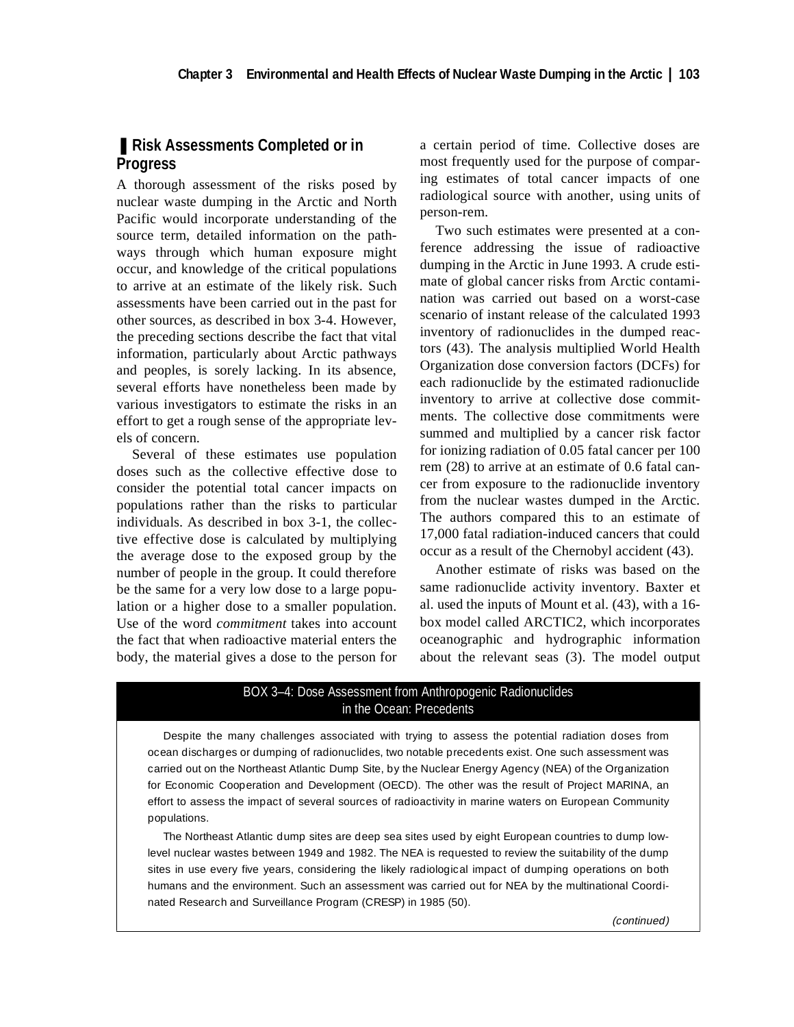## Risk Assessments Completed or in Progress

A thorough assessment of the risks posed by nuclear waste dumping in the Arctic and North Pacific would incorporate understanding of the source term, detailed information on the pathways through which human exposure might occur, and knowledge of the critical populations to arrive at an estimate of the likely risk. Such assessments have been carried out in the past for other sources, as described in box 3-4. However, the preceding sections describe the fact that vital information, particularly about Arctic pathways and peoples, is sorely lacking. In its absence, several efforts have nonetheless been made by various investigators to estimate the risks in an effort to get a rough sense of the appropriate levels of concern.

Several of these estimates use population doses such as the collective effective dose to consider the potential total cancer impacts on populations rather than the risks to particular individuals. As described in box 3-1, the collective effective dose is calculated by multiplying the average dose to the exposed group by the number of people in the group. It could therefore be the same for a very low dose to a large population or a higher dose to a smaller population. Use of the word *commitment* takes into account the fact that when radioactive material enters the body, the material gives a dose to the person for a certain period of time. Collective doses are most frequently used for the purpose of comparing estimates of total cancer impacts of one radiological source with another, using units of person-rem.

Two such estimates were presented at a conference addressing the issue of radioactive dumping in the Arctic in June 1993. A crude estimate of global cancer risks from Arctic contamination was carried out based on a worst-case scenario of instant release of the calculated 1993 inventory of radionuclides in the dumped reactors (43). The analysis multiplied World Health Organization dose conversion factors (DCFs) for each radionuclide by the estimated radionuclide inventory to arrive at collective dose commitments. The collective dose commitments were summed and multiplied by a cancer risk factor for ionizing radiation of 0.05 fatal cancer per 100 rem (28) to arrive at an estimate of 0.6 fatal cancer from exposure to the radionuclide inventory from the nuclear wastes dumped in the Arctic. The authors compared this to an estimate of 17,000 fatal radiation-induced cancers that could occur as a result of the Chernobyl accident (43).

Another estimate of risks was based on the same radionuclide activity inventory. Baxter et al. used the inputs of Mount et al. (43), with a 16-box model called ARCTIC2, which incorporates oceanographic and hydrographic information about the relevant seas (3). The model output

### BOX 3–4: Dose Assessment from Anthropogenic Radionuclides in the Ocean: Precedents

Despite the many challenges associated with trying to assess the potential radiation doses from ocean discharges or dumping of radionuclides, two notable precedents exist. One such assessment was carried out on the Northeast Atlantic Dump Site, by the Nuclear Energy Agency (NEA) of the Organization for Economic Cooperation and Development (OECD). The other was the result of Project MARINA, an effort to assess the impact of several sources of radioactivity in marine waters on European Community populations.

The Northeast Atlantic dump sites are deep sea sites used by eight European countries to dump low-level nuclear wastes between 1949 and 1982. The NEA is requested to review the suitability of the dump sites in use every five years, considering the likely radiological impact of dumping operations on both humans and the environment. Such an assessment was carried out for NEA by the multinational Coordinated Research and Surveillance Program (CRESP) in 1985 (50).

*(continued)*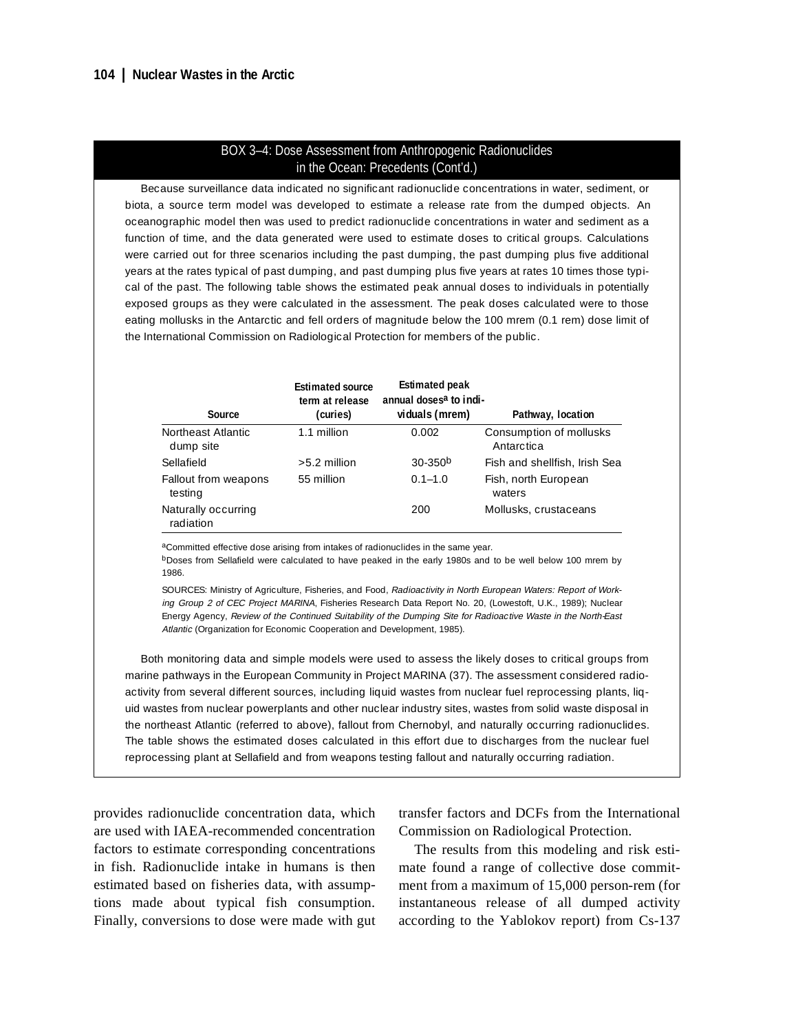### BOX 3–4: Dose Assessment from Anthropogenic Radionuclides in the Ocean: Precedents (Cont'd.)

Because surveillance data indicated no significant radionuclide concentrations in water, sediment, or biota, a source term model was developed to estimate a release rate from the dumped objects. An oceanographic model then was used to predict radionuclide concentrations in water and sediment as a function of time, and the data generated were used to estimate doses to critical groups. Calculations were carried out for three scenarios including the past dumping, the past dumping plus five additional years at the rates typical of past dumping, and past dumping plus five years at rates 10 times those typical of the past. The following table shows the estimated peak annual doses to individuals in potentially exposed groups as they were calculated in the assessment. The peak doses calculated were to those eating mollusks in the Antarctic and fell orders of magnitude below the 100 mrem (0.1 rem) dose limit of the International Commission on Radiological Protection for members of the public.

| Source | Estimated source term at release (curies) | Estimated peak annual doses[a] to individuals (mrem) | Pathway, location |
|---|---|---|---|
| Northeast Atlantic dump site | 1.1 million | 0.002 | Consumption of mollusks Antarctica |
| Sellafield | >5.2 million | 30-350[b] | Fish and shellfish, Irish Sea |
| Fallout from weapons testing | 55 million | 0.1–1.0 | Fish, north European waters |
| Naturally occurring radiation | | 200 | Mollusks, crustaceans |

[a]Committed effective dose arising from intakes of radionuclides in the same year.

[b]Doses from Sellafield were calculated to have peaked in the early 1980s and to be well below 100 mrem by 1986.

SOURCES: Ministry of Agriculture, Fisheries, and Food, *Radioactivity in North European Waters: Report of Working Group 2 of CEC Project MARINA*, Fisheries Research Data Report No. 20, (Lowestoft, U.K., 1989); Nuclear Energy Agency, *Review of the Continued Suitability of the Dumping Site for Radioactive Waste in the North-East Atlantic* (Organization for Economic Cooperation and Development, 1985).

Both monitoring data and simple models were used to assess the likely doses to critical groups from marine pathways in the European Community in Project MARINA (37). The assessment considered radioactivity from several different sources, including liquid wastes from nuclear fuel reprocessing plants, liquid wastes from nuclear powerplants and other nuclear industry sites, wastes from solid waste disposal in the northeast Atlantic (referred to above), fallout from Chernobyl, and naturally occurring radionuclides. The table shows the estimated doses calculated in this effort due to discharges from the nuclear fuel reprocessing plant at Sellafield and from weapons testing fallout and naturally occurring radiation.

provides radionuclide concentration data, which are used with IAEA-recommended concentration factors to estimate corresponding concentrations in fish. Radionuclide intake in humans is then estimated based on fisheries data, with assumptions made about typical fish consumption. Finally, conversions to dose were made with gut transfer factors and DCFs from the International Commission on Radiological Protection.

The results from this modeling and risk estimate found a range of collective dose commitment from a maximum of 15,000 person-rem (for instantaneous release of all dumped activity according to the Yablokov report) from Cs-137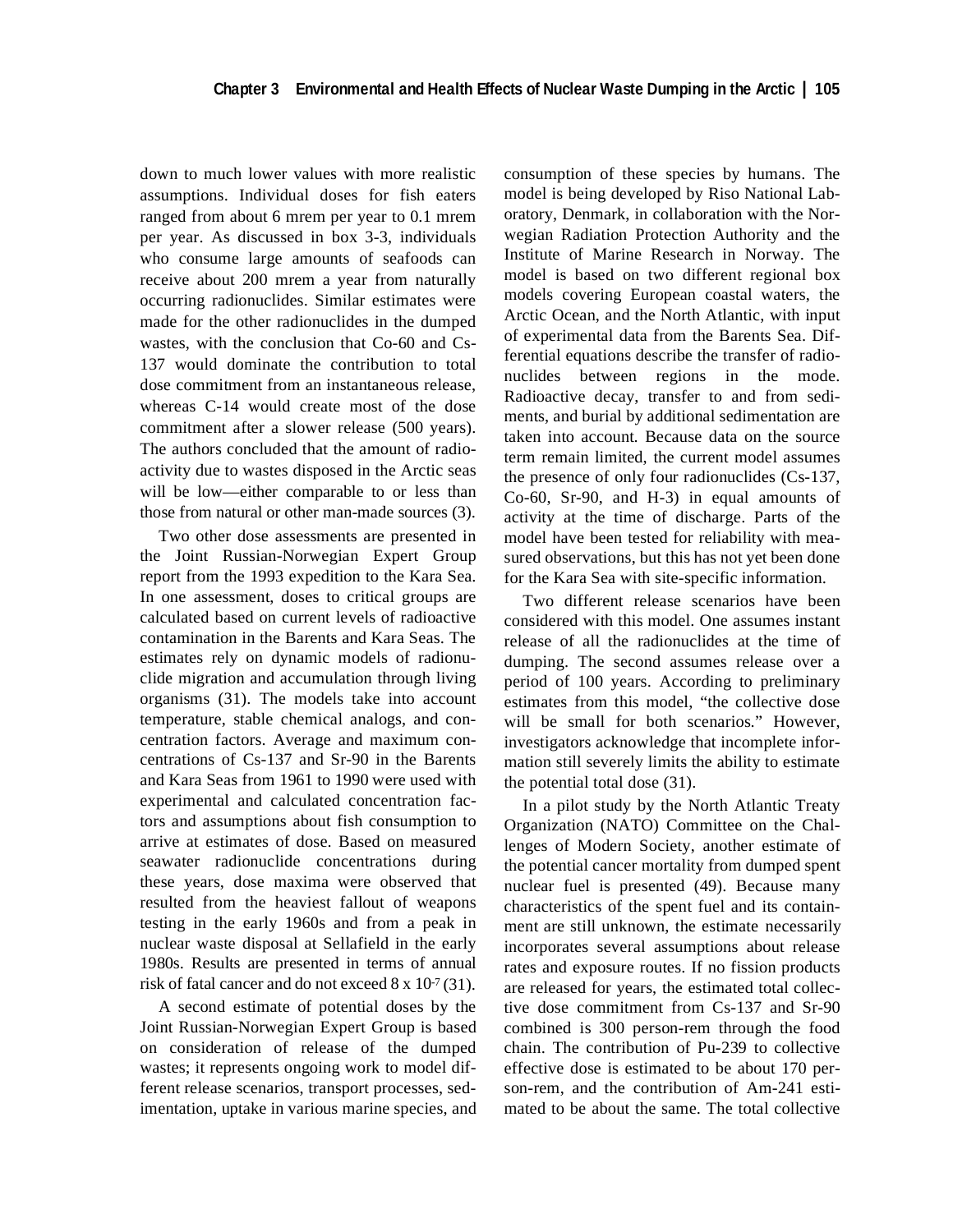down to much lower values with more realistic assumptions. Individual doses for fish eaters ranged from about 6 mrem per year to 0.1 mrem per year. As discussed in box 3-3, individuals who consume large amounts of seafoods can receive about 200 mrem a year from naturally occurring radionuclides. Similar estimates were made for the other radionuclides in the dumped wastes, with the conclusion that Co-60 and Cs-137 would dominate the contribution to total dose commitment from an instantaneous release, whereas C-14 would create most of the dose commitment after a slower release (500 years). The authors concluded that the amount of radioactivity due to wastes disposed in the Arctic seas will be low—either comparable to or less than those from natural or other man-made sources (3).

Two other dose assessments are presented in the Joint Russian-Norwegian Expert Group report from the 1993 expedition to the Kara Sea. In one assessment, doses to critical groups are calculated based on current levels of radioactive contamination in the Barents and Kara Seas. The estimates rely on dynamic models of radionuclide migration and accumulation through living organisms (31). The models take into account temperature, stable chemical analogs, and concentration factors. Average and maximum concentrations of Cs-137 and Sr-90 in the Barents and Kara Seas from 1961 to 1990 were used with experimental and calculated concentration factors and assumptions about fish consumption to arrive at estimates of dose. Based on measured seawater radionuclide concentrations during these years, dose maxima were observed that resulted from the heaviest fallout of weapons testing in the early 1960s and from a peak in nuclear waste disposal at Sellafield in the early 1980s. Results are presented in terms of annual risk of fatal cancer and do not exceed $8 \times 10^{-7}$ (31).

A second estimate of potential doses by the Joint Russian-Norwegian Expert Group is based on consideration of release of the dumped wastes; it represents ongoing work to model different release scenarios, transport processes, sedimentation, uptake in various marine species, and consumption of these species by humans. The model is being developed by Riso National Laboratory, Denmark, in collaboration with the Norwegian Radiation Protection Authority and the Institute of Marine Research in Norway. The model is based on two different regional box models covering European coastal waters, the Arctic Ocean, and the North Atlantic, with input of experimental data from the Barents Sea. Differential equations describe the transfer of radionuclides between regions in the mode. Radioactive decay, transfer to and from sediments, and burial by additional sedimentation are taken into account. Because data on the source term remain limited, the current model assumes the presence of only four radionuclides (Cs-137, Co-60, Sr-90, and H-3) in equal amounts of activity at the time of discharge. Parts of the model have been tested for reliability with measured observations, but this has not yet been done for the Kara Sea with site-specific information.

Two different release scenarios have been considered with this model. One assumes instant release of all the radionuclides at the time of dumping. The second assumes release over a period of 100 years. According to preliminary estimates from this model, "the collective dose will be small for both scenarios." However, investigators acknowledge that incomplete information still severely limits the ability to estimate the potential total dose (31).

In a pilot study by the North Atlantic Treaty Organization (NATO) Committee on the Challenges of Modern Society, another estimate of the potential cancer mortality from dumped spent nuclear fuel is presented (49). Because many characteristics of the spent fuel and its containment are still unknown, the estimate necessarily incorporates several assumptions about release rates and exposure routes. If no fission products are released for years, the estimated total collective dose commitment from Cs-137 and Sr-90 combined is 300 person-rem through the food chain. The contribution of Pu-239 to collective effective dose is estimated to be about 170 person-rem, and the contribution of Am-241 estimated to be about the same. The total collective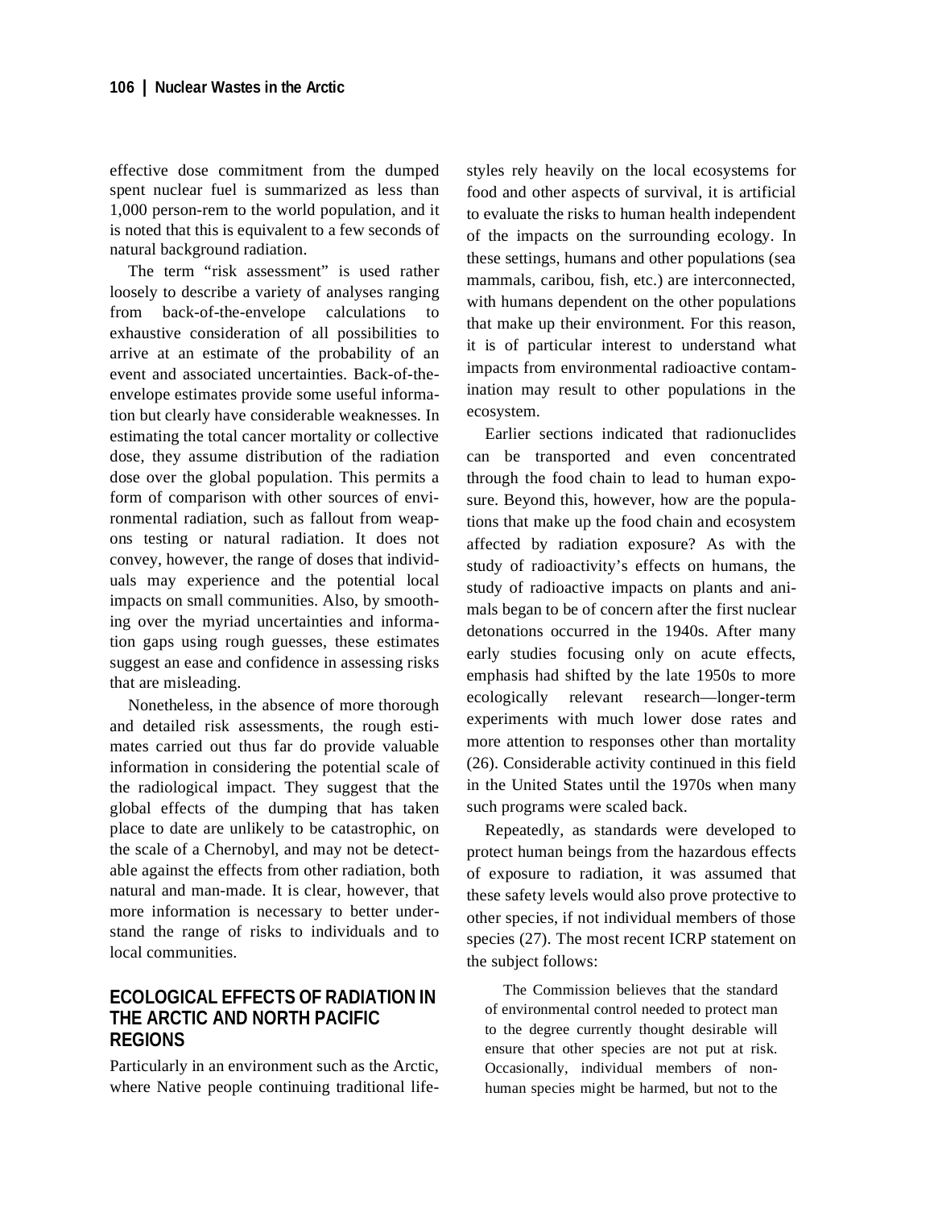effective dose commitment from the dumped spent nuclear fuel is summarized as less than 1,000 person-rem to the world population, and it is noted that this is equivalent to a few seconds of natural background radiation.

The term "risk assessment" is used rather loosely to describe a variety of analyses ranging from back-of-the-envelope calculations to exhaustive consideration of all possibilities to arrive at an estimate of the probability of an event and associated uncertainties. Back-of-the-envelope estimates provide some useful information but clearly have considerable weaknesses. In estimating the total cancer mortality or collective dose, they assume distribution of the radiation dose over the global population. This permits a form of comparison with other sources of environmental radiation, such as fallout from weapons testing or natural radiation. It does not convey, however, the range of doses that individuals may experience and the potential local impacts on small communities. Also, by smoothing over the myriad uncertainties and information gaps using rough guesses, these estimates suggest an ease and confidence in assessing risks that are misleading.

Nonetheless, in the absence of more thorough and detailed risk assessments, the rough estimates carried out thus far do provide valuable information in considering the potential scale of the radiological impact. They suggest that the global effects of the dumping that has taken place to date are unlikely to be catastrophic, on the scale of a Chernobyl, and may not be detectable against the effects from other radiation, both natural and man-made. It is clear, however, that more information is necessary to better understand the range of risks to individuals and to local communities.

## ECOLOGICAL EFFECTS OF RADIATION IN THE ARCTIC AND NORTH PACIFIC REGIONS

Particularly in an environment such as the Arctic, where Native people continuing traditional lifestyles rely heavily on the local ecosystems for food and other aspects of survival, it is artificial to evaluate the risks to human health independent of the impacts on the surrounding ecology. In these settings, humans and other populations (sea mammals, caribou, fish, etc.) are interconnected, with humans dependent on the other populations that make up their environment. For this reason, it is of particular interest to understand what impacts from environmental radioactive contamination may result to other populations in the ecosystem.

Earlier sections indicated that radionuclides can be transported and even concentrated through the food chain to lead to human exposure. Beyond this, however, how are the populations that make up the food chain and ecosystem affected by radiation exposure? As with the study of radioactivity's effects on humans, the study of radioactive impacts on plants and animals began to be of concern after the first nuclear detonations occurred in the 1940s. After many early studies focusing only on acute effects, emphasis had shifted by the late 1950s to more ecologically relevant research—longer-term experiments with much lower dose rates and more attention to responses other than mortality (26). Considerable activity continued in this field in the United States until the 1970s when many such programs were scaled back.

Repeatedly, as standards were developed to protect human beings from the hazardous effects of exposure to radiation, it was assumed that these safety levels would also prove protective to other species, if not individual members of those species (27). The most recent ICRP statement on the subject follows:

> The Commission believes that the standard of environmental control needed to protect man to the degree currently thought desirable will ensure that other species are not put at risk. Occasionally, individual members of non-human species might be harmed, but not to the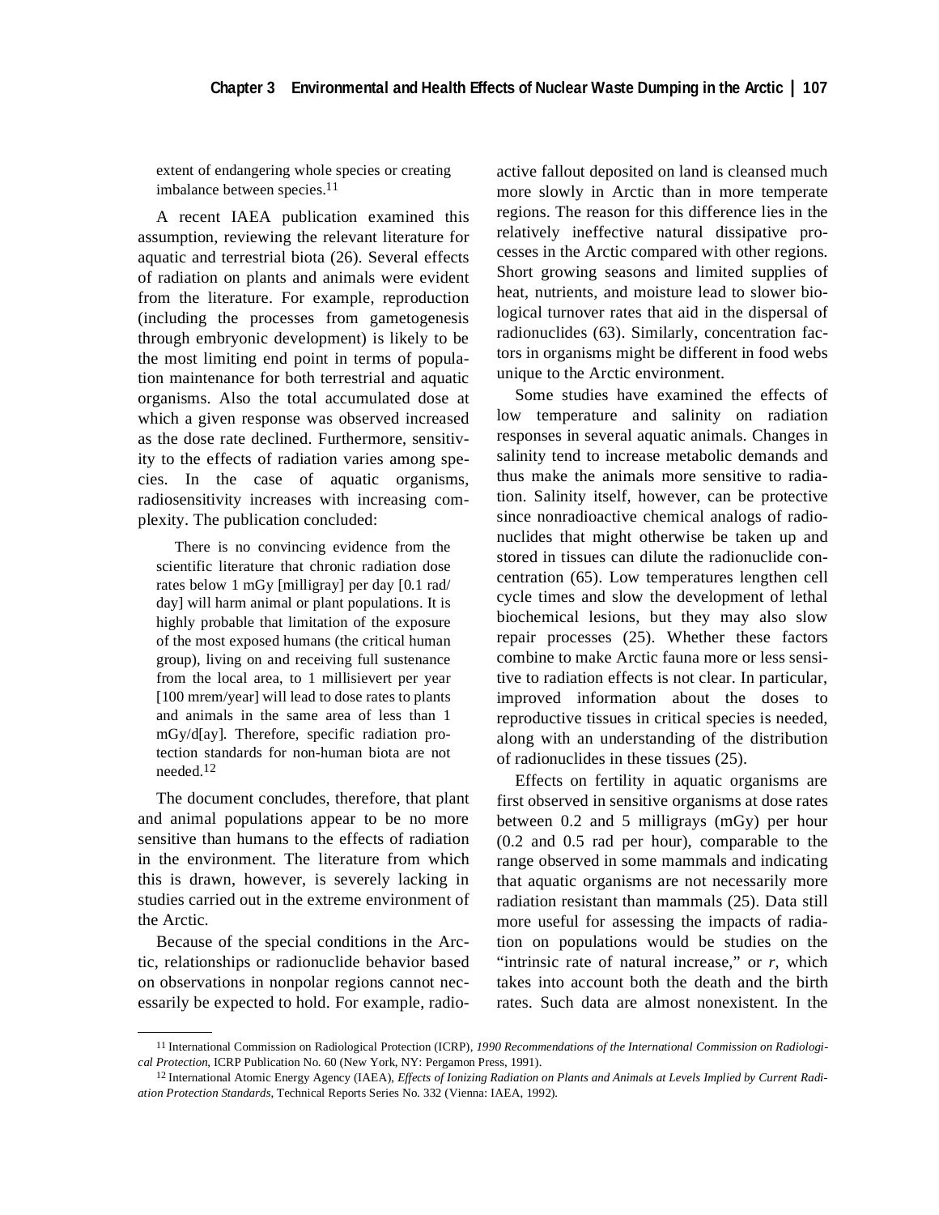extent of endangering whole species or creating imbalance between species.[11]

A recent IAEA publication examined this assumption, reviewing the relevant literature for aquatic and terrestrial biota (26). Several effects of radiation on plants and animals were evident from the literature. For example, reproduction (including the processes from gametogenesis through embryonic development) is likely to be the most limiting end point in terms of population maintenance for both terrestrial and aquatic organisms. Also the total accumulated dose at which a given response was observed increased as the dose rate declined. Furthermore, sensitivity to the effects of radiation varies among species. In the case of aquatic organisms, radiosensitivity increases with increasing complexity. The publication concluded:

> There is no convincing evidence from the scientific literature that chronic radiation dose rates below 1 mGy [milligray] per day [0.1 rad/day] will harm animal or plant populations. It is highly probable that limitation of the exposure of the most exposed humans (the critical human group), living on and receiving full sustenance from the local area, to 1 millisievert per year [100 mrem/year] will lead to dose rates to plants and animals in the same area of less than 1 mGy/d[ay]. Therefore, specific radiation protection standards for non-human biota are not needed.[12]

The document concludes, therefore, that plant and animal populations appear to be no more sensitive than humans to the effects of radiation in the environment. The literature from which this is drawn, however, is severely lacking in studies carried out in the extreme environment of the Arctic.

Because of the special conditions in the Arctic, relationships or radionuclide behavior based on observations in nonpolar regions cannot necessarily be expected to hold. For example, radioactive fallout deposited on land is cleansed much more slowly in Arctic than in more temperate regions. The reason for this difference lies in the relatively ineffective natural dissipative processes in the Arctic compared with other regions. Short growing seasons and limited supplies of heat, nutrients, and moisture lead to slower biological turnover rates that aid in the dispersal of radionuclides (63). Similarly, concentration factors in organisms might be different in food webs unique to the Arctic environment.

Some studies have examined the effects of low temperature and salinity on radiation responses in several aquatic animals. Changes in salinity tend to increase metabolic demands and thus make the animals more sensitive to radiation. Salinity itself, however, can be protective since nonradioactive chemical analogs of radionuclides that might otherwise be taken up and stored in tissues can dilute the radionuclide concentration (65). Low temperatures lengthen cell cycle times and slow the development of lethal biochemical lesions, but they may also slow repair processes (25). Whether these factors combine to make Arctic fauna more or less sensitive to radiation effects is not clear. In particular, improved information about the doses to reproductive tissues in critical species is needed, along with an understanding of the distribution of radionuclides in these tissues (25).

Effects on fertility in aquatic organisms are first observed in sensitive organisms at dose rates between 0.2 and 5 milligrays (mGy) per hour (0.2 and 0.5 rad per hour), comparable to the range observed in some mammals and indicating that aquatic organisms are not necessarily more radiation resistant than mammals (25). Data still more useful for assessing the impacts of radiation on populations would be studies on the "intrinsic rate of natural increase," or *r*, which takes into account both the death and the birth rates. Such data are almost nonexistent. In the

---

[11] International Commission on Radiological Protection (ICRP), *1990 Recommendations of the International Commission on Radiological Protection*, ICRP Publication No. 60 (New York, NY: Pergamon Press, 1991).

[12] International Atomic Energy Agency (IAEA), *Effects of Ionizing Radiation on Plants and Animals at Levels Implied by Current Radiation Protection Standards*, Technical Reports Series No. 332 (Vienna: IAEA, 1992).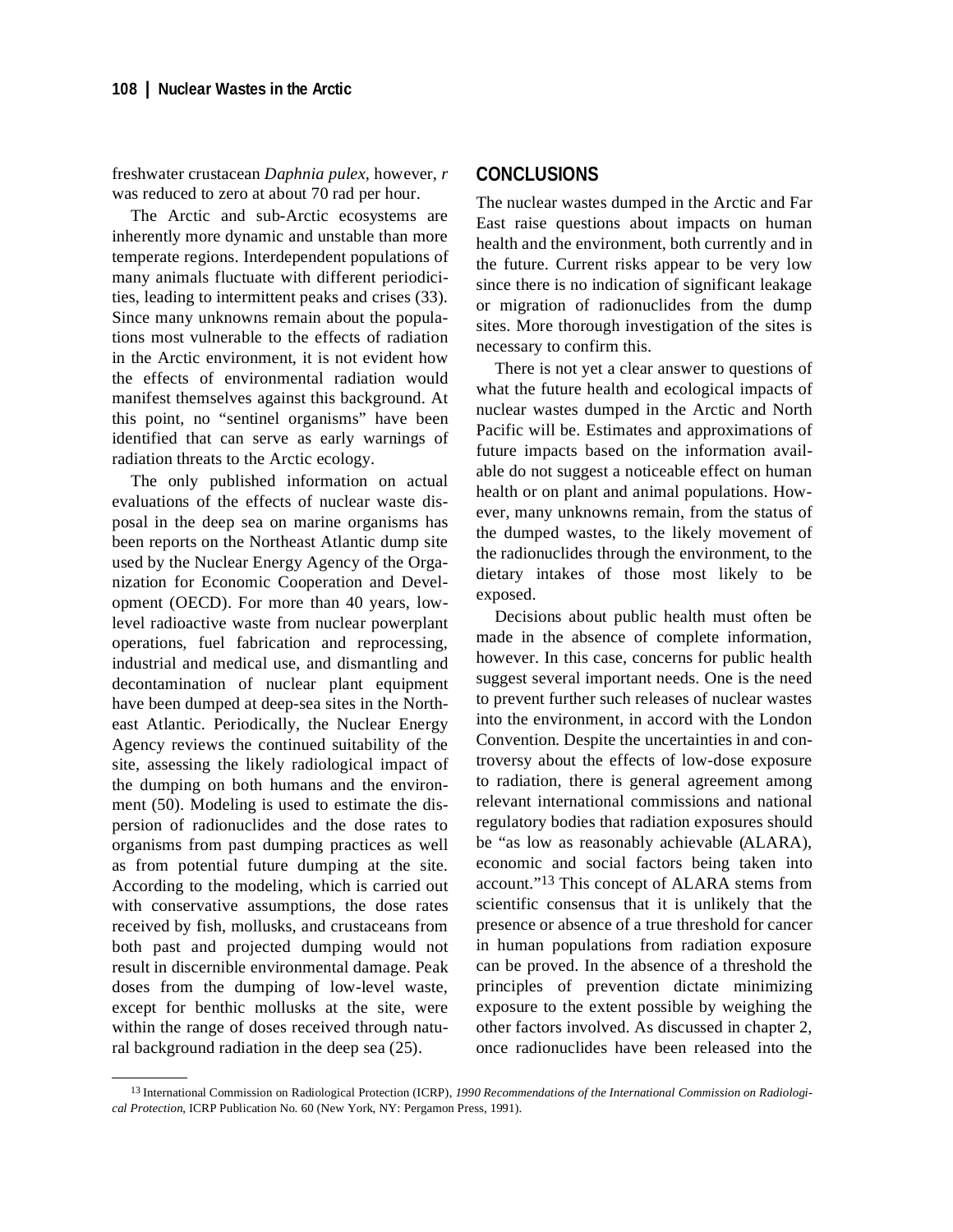freshwater crustacean *Daphnia pulex*, however, *r* was reduced to zero at about 70 rad per hour.

The Arctic and sub-Arctic ecosystems are inherently more dynamic and unstable than more temperate regions. Interdependent populations of many animals fluctuate with different periodicities, leading to intermittent peaks and crises (33). Since many unknowns remain about the populations most vulnerable to the effects of radiation in the Arctic environment, it is not evident how the effects of environmental radiation would manifest themselves against this background. At this point, no "sentinel organisms" have been identified that can serve as early warnings of radiation threats to the Arctic ecology.

The only published information on actual evaluations of the effects of nuclear waste disposal in the deep sea on marine organisms has been reports on the Northeast Atlantic dump site used by the Nuclear Energy Agency of the Organization for Economic Cooperation and Development (OECD). For more than 40 years, low-level radioactive waste from nuclear powerplant operations, fuel fabrication and reprocessing, industrial and medical use, and dismantling and decontamination of nuclear plant equipment have been dumped at deep-sea sites in the Northeast Atlantic. Periodically, the Nuclear Energy Agency reviews the continued suitability of the site, assessing the likely radiological impact of the dumping on both humans and the environment (50). Modeling is used to estimate the dispersion of radionuclides and the dose rates to organisms from past dumping practices as well as from potential future dumping at the site. According to the modeling, which is carried out with conservative assumptions, the dose rates received by fish, mollusks, and crustaceans from both past and projected dumping would not result in discernible environmental damage. Peak doses from the dumping of low-level waste, except for benthic mollusks at the site, were within the range of doses received through natural background radiation in the deep sea (25).

## CONCLUSIONS

The nuclear wastes dumped in the Arctic and Far East raise questions about impacts on human health and the environment, both currently and in the future. Current risks appear to be very low since there is no indication of significant leakage or migration of radionuclides from the dump sites. More thorough investigation of the sites is necessary to confirm this.

There is not yet a clear answer to questions of what the future health and ecological impacts of nuclear wastes dumped in the Arctic and North Pacific will be. Estimates and approximations of future impacts based on the information available do not suggest a noticeable effect on human health or on plant and animal populations. However, many unknowns remain, from the status of the dumped wastes, to the likely movement of the radionuclides through the environment, to the dietary intakes of those most likely to be exposed.

Decisions about public health must often be made in the absence of complete information, however. In this case, concerns for public health suggest several important needs. One is the need to prevent further such releases of nuclear wastes into the environment, in accord with the London Convention. Despite the uncertainties in and controversy about the effects of low-dose exposure to radiation, there is general agreement among relevant international commissions and national regulatory bodies that radiation exposures should be "as low as reasonably achievable (ALARA), economic and social factors being taken into account."[13] This concept of ALARA stems from scientific consensus that it is unlikely that the presence or absence of a true threshold for cancer in human populations from radiation exposure can be proved. In the absence of a threshold the principles of prevention dictate minimizing exposure to the extent possible by weighing the other factors involved. As discussed in chapter 2, once radionuclides have been released into the

[13] International Commission on Radiological Protection (ICRP), *1990 Recommendations of the International Commission on Radiological Protection*, ICRP Publication No. 60 (New York, NY: Pergamon Press, 1991).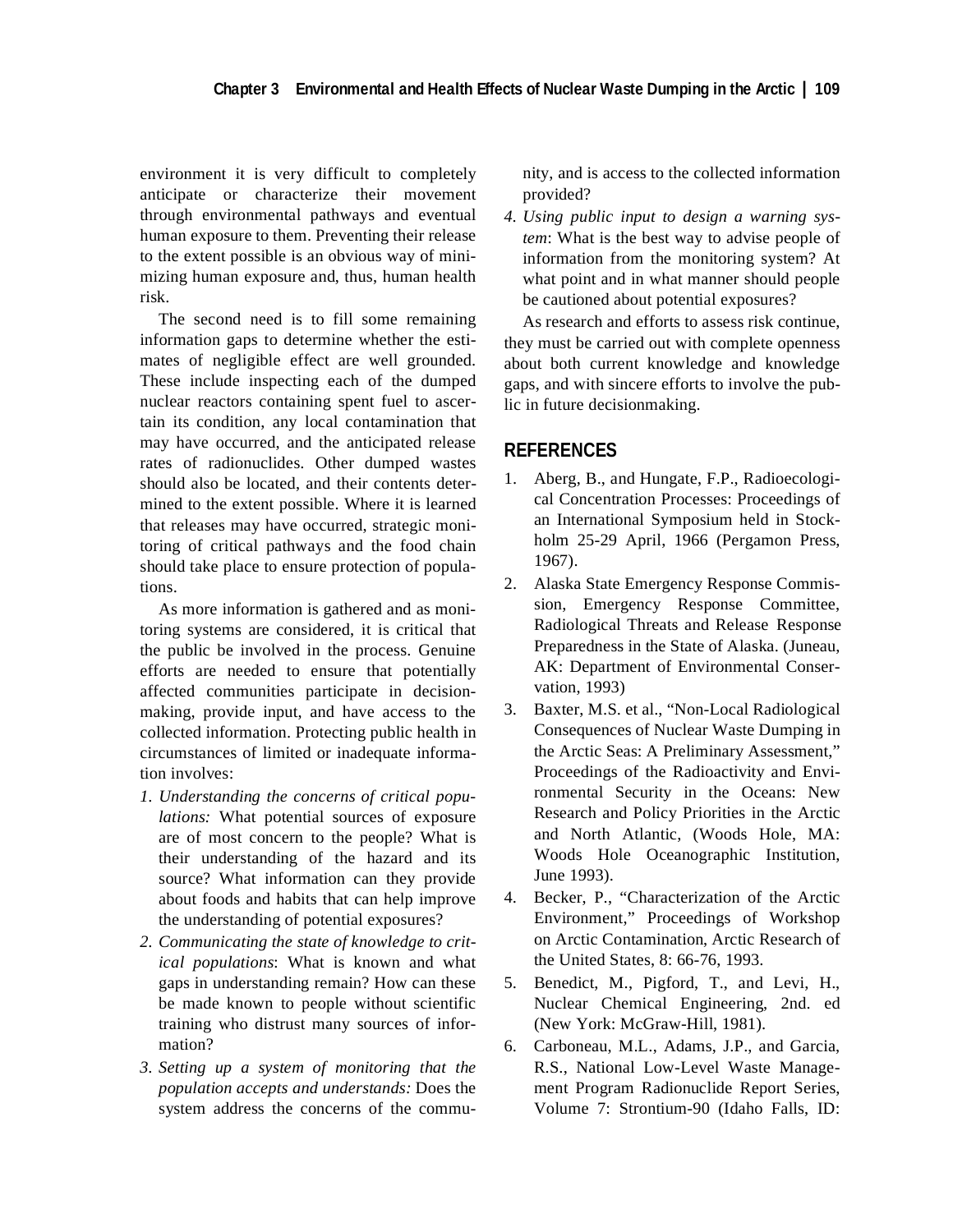environment it is very difficult to completely anticipate or characterize their movement through environmental pathways and eventual human exposure to them. Preventing their release to the extent possible is an obvious way of minimizing human exposure and, thus, human health risk.

The second need is to fill some remaining information gaps to determine whether the estimates of negligible effect are well grounded. These include inspecting each of the dumped nuclear reactors containing spent fuel to ascertain its condition, any local contamination that may have occurred, and the anticipated release rates of radionuclides. Other dumped wastes should also be located, and their contents determined to the extent possible. Where it is learned that releases may have occurred, strategic monitoring of critical pathways and the food chain should take place to ensure protection of populations.

As more information is gathered and as monitoring systems are considered, it is critical that the public be involved in the process. Genuine efforts are needed to ensure that potentially affected communities participate in decisionmaking, provide input, and have access to the collected information. Protecting public health in circumstances of limited or inadequate information involves:

1. *Understanding the concerns of critical populations:* What potential sources of exposure are of most concern to the people? What is their understanding of the hazard and its source? What information can they provide about foods and habits that can help improve the understanding of potential exposures?
2. *Communicating the state of knowledge to critical populations*: What is known and what gaps in understanding remain? How can these be made known to people without scientific training who distrust many sources of information?
3. *Setting up a system of monitoring that the population accepts and understands:* Does the system address the concerns of the community, and is access to the collected information provided?
4. *Using public input to design a warning system*: What is the best way to advise people of information from the monitoring system? At what point and in what manner should people be cautioned about potential exposures?

As research and efforts to assess risk continue, they must be carried out with complete openness about both current knowledge and knowledge gaps, and with sincere efforts to involve the public in future decisionmaking.

## REFERENCES

1. Aberg, B., and Hungate, F.P., Radioecological Concentration Processes: Proceedings of an International Symposium held in Stockholm 25-29 April, 1966 (Pergamon Press, 1967).
2. Alaska State Emergency Response Commission, Emergency Response Committee, Radiological Threats and Release Response Preparedness in the State of Alaska. (Juneau, AK: Department of Environmental Conservation, 1993)
3. Baxter, M.S. et al., "Non-Local Radiological Consequences of Nuclear Waste Dumping in the Arctic Seas: A Preliminary Assessment," Proceedings of the Radioactivity and Environmental Security in the Oceans: New Research and Policy Priorities in the Arctic and North Atlantic, (Woods Hole, MA: Woods Hole Oceanographic Institution, June 1993).
4. Becker, P., "Characterization of the Arctic Environment," Proceedings of Workshop on Arctic Contamination, Arctic Research of the United States, 8: 66-76, 1993.
5. Benedict, M., Pigford, T., and Levi, H., Nuclear Chemical Engineering, 2nd. ed (New York: McGraw-Hill, 1981).
6. Carboneau, M.L., Adams, J.P., and Garcia, R.S., National Low-Level Waste Management Program Radionuclide Report Series, Volume 7: Strontium-90 (Idaho Falls, ID: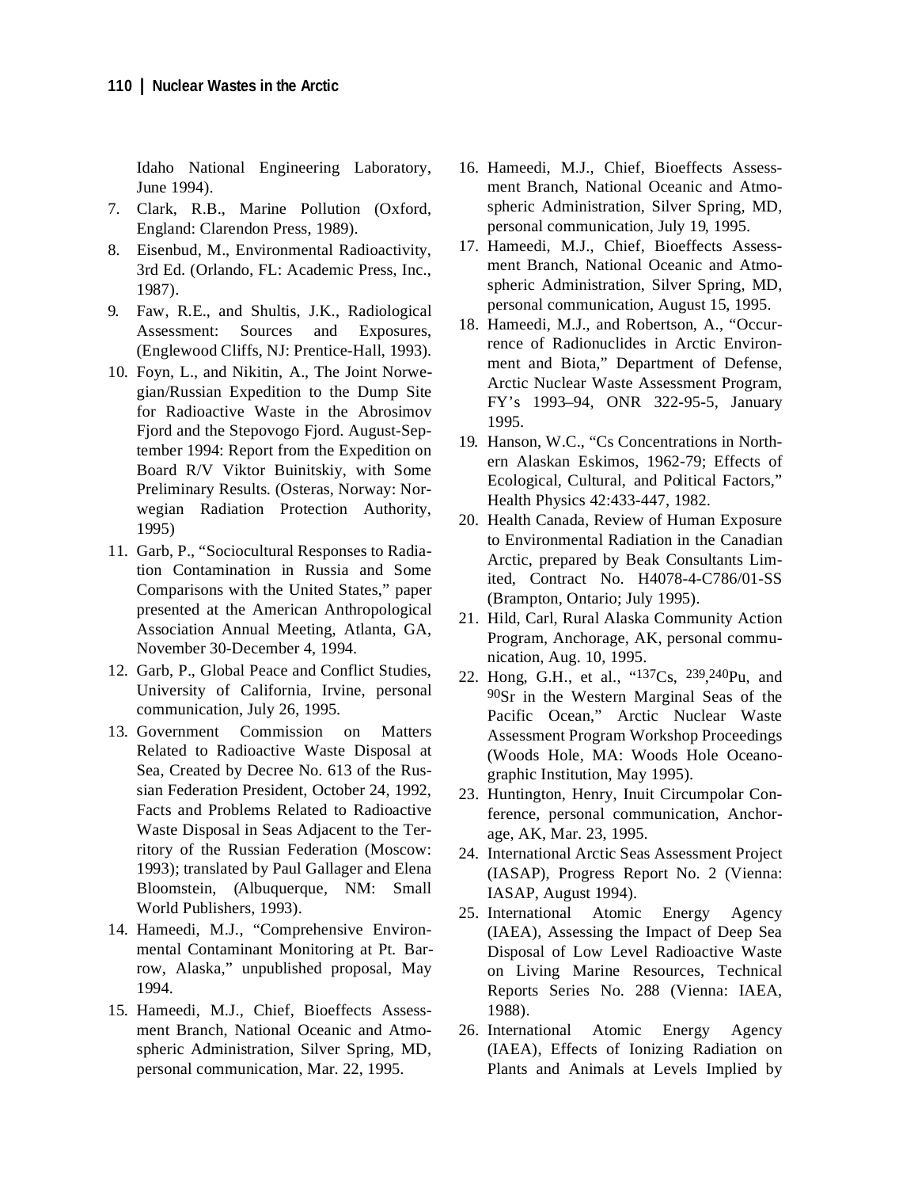Idaho National Engineering Laboratory, June 1994).

7. Clark, R.B., Marine Pollution (Oxford, England: Clarendon Press, 1989).
8. Eisenbud, M., Environmental Radioactivity, 3rd Ed. (Orlando, FL: Academic Press, Inc., 1987).
9. Faw, R.E., and Shultis, J.K., Radiological Assessment: Sources and Exposures, (Englewood Cliffs, NJ: Prentice-Hall, 1993).
10. Foyn, L., and Nikitin, A., The Joint Norwegian/Russian Expedition to the Dump Site for Radioactive Waste in the Abrosimov Fjord and the Stepovogo Fjord. August-September 1994: Report from the Expedition on Board R/V Viktor Buinitskiy, with Some Preliminary Results. (Osteras, Norway: Norwegian Radiation Protection Authority, 1995)
11. Garb, P., "Sociocultural Responses to Radiation Contamination in Russia and Some Comparisons with the United States," paper presented at the American Anthropological Association Annual Meeting, Atlanta, GA, November 30-December 4, 1994.
12. Garb, P., Global Peace and Conflict Studies, University of California, Irvine, personal communication, July 26, 1995.
13. Government Commission on Matters Related to Radioactive Waste Disposal at Sea, Created by Decree No. 613 of the Russian Federation President, October 24, 1992, Facts and Problems Related to Radioactive Waste Disposal in Seas Adjacent to the Territory of the Russian Federation (Moscow: 1993); translated by Paul Gallager and Elena Bloomstein, (Albuquerque, NM: Small World Publishers, 1993).
14. Hameedi, M.J., "Comprehensive Environmental Contaminant Monitoring at Pt. Barrow, Alaska," unpublished proposal, May 1994.
15. Hameedi, M.J., Chief, Bioeffects Assessment Branch, National Oceanic and Atmospheric Administration, Silver Spring, MD, personal communication, Mar. 22, 1995.
16. Hameedi, M.J., Chief, Bioeffects Assessment Branch, National Oceanic and Atmospheric Administration, Silver Spring, MD, personal communication, July 19, 1995.
17. Hameedi, M.J., Chief, Bioeffects Assessment Branch, National Oceanic and Atmospheric Administration, Silver Spring, MD, personal communication, August 15, 1995.
18. Hameedi, M.J., and Robertson, A., "Occurrence of Radionuclides in Arctic Environment and Biota," Department of Defense, Arctic Nuclear Waste Assessment Program, FY's 1993–94, ONR 322-95-5, January 1995.
19. Hanson, W.C., "Cs Concentrations in Northern Alaskan Eskimos, 1962-79; Effects of Ecological, Cultural, and Political Factors," Health Physics 42:433-447, 1982.
20. Health Canada, Review of Human Exposure to Environmental Radiation in the Canadian Arctic, prepared by Beak Consultants Limited, Contract No. H4078-4-C786/01-SS (Brampton, Ontario; July 1995).
21. Hild, Carl, Rural Alaska Community Action Program, Anchorage, AK, personal communication, Aug. 10, 1995.
22. Hong, G.H., et al., "$^{137}$Cs, $^{239,240}$Pu, and $^{90}$Sr in the Western Marginal Seas of the Pacific Ocean," Arctic Nuclear Waste Assessment Program Workshop Proceedings (Woods Hole, MA: Woods Hole Oceanographic Institution, May 1995).
23. Huntington, Henry, Inuit Circumpolar Conference, personal communication, Anchorage, AK, Mar. 23, 1995.
24. International Arctic Seas Assessment Project (IASAP), Progress Report No. 2 (Vienna: IASAP, August 1994).
25. International Atomic Energy Agency (IAEA), Assessing the Impact of Deep Sea Disposal of Low Level Radioactive Waste on Living Marine Resources, Technical Reports Series No. 288 (Vienna: IAEA, 1988).
26. International Atomic Energy Agency (IAEA), Effects of Ionizing Radiation on Plants and Animals at Levels Implied by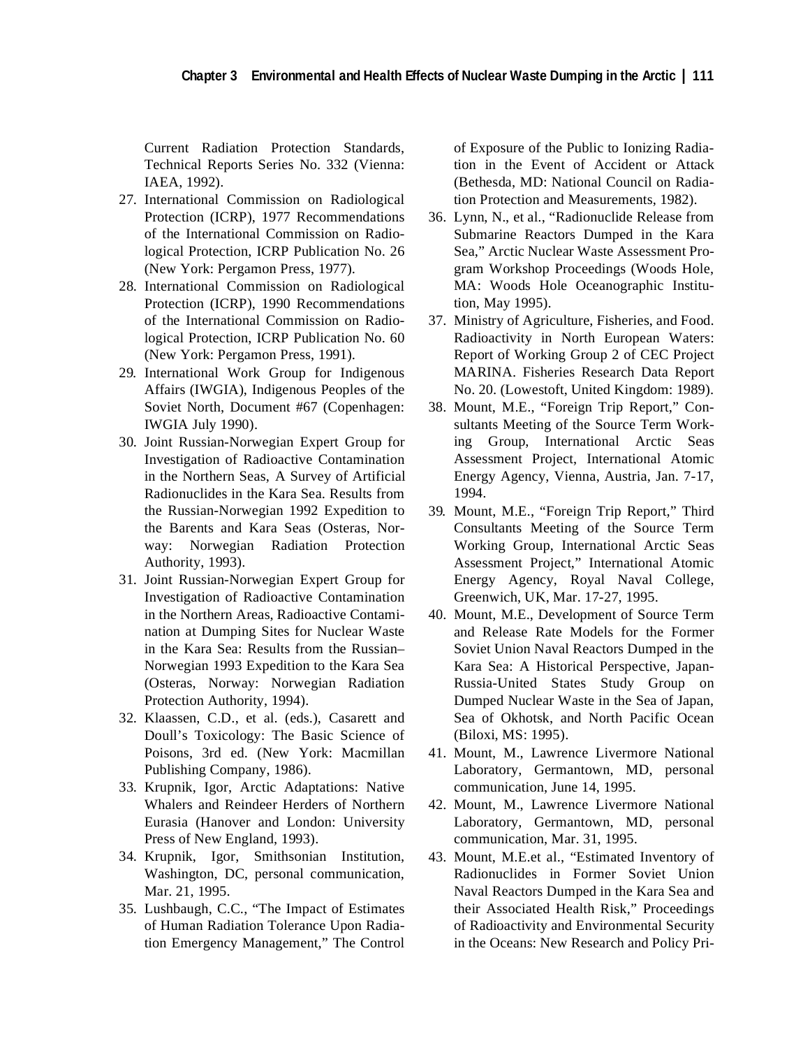Current Radiation Protection Standards, Technical Reports Series No. 332 (Vienna: IAEA, 1992).

27. International Commission on Radiological Protection (ICRP), 1977 Recommendations of the International Commission on Radiological Protection, ICRP Publication No. 26 (New York: Pergamon Press, 1977).
28. International Commission on Radiological Protection (ICRP), 1990 Recommendations of the International Commission on Radiological Protection, ICRP Publication No. 60 (New York: Pergamon Press, 1991).
29. International Work Group for Indigenous Affairs (IWGIA), Indigenous Peoples of the Soviet North, Document #67 (Copenhagen: IWGIA July 1990).
30. Joint Russian-Norwegian Expert Group for Investigation of Radioactive Contamination in the Northern Seas, A Survey of Artificial Radionuclides in the Kara Sea. Results from the Russian-Norwegian 1992 Expedition to the Barents and Kara Seas (Osteras, Norway: Norwegian Radiation Protection Authority, 1993).
31. Joint Russian-Norwegian Expert Group for Investigation of Radioactive Contamination in the Northern Areas, Radioactive Contamination at Dumping Sites for Nuclear Waste in the Kara Sea: Results from the Russian–Norwegian 1993 Expedition to the Kara Sea (Osteras, Norway: Norwegian Radiation Protection Authority, 1994).
32. Klaassen, C.D., et al. (eds.), Casarett and Doull's Toxicology: The Basic Science of Poisons, 3rd ed. (New York: Macmillan Publishing Company, 1986).
33. Krupnik, Igor, Arctic Adaptations: Native Whalers and Reindeer Herders of Northern Eurasia (Hanover and London: University Press of New England, 1993).
34. Krupnik, Igor, Smithsonian Institution, Washington, DC, personal communication, Mar. 21, 1995.
35. Lushbaugh, C.C., "The Impact of Estimates of Human Radiation Tolerance Upon Radiation Emergency Management," The Control of Exposure of the Public to Ionizing Radiation in the Event of Accident or Attack (Bethesda, MD: National Council on Radiation Protection and Measurements, 1982).
36. Lynn, N., et al., "Radionuclide Release from Submarine Reactors Dumped in the Kara Sea," Arctic Nuclear Waste Assessment Program Workshop Proceedings (Woods Hole, MA: Woods Hole Oceanographic Institution, May 1995).
37. Ministry of Agriculture, Fisheries, and Food. Radioactivity in North European Waters: Report of Working Group 2 of CEC Project MARINA. Fisheries Research Data Report No. 20. (Lowestoft, United Kingdom: 1989).
38. Mount, M.E., "Foreign Trip Report," Consultants Meeting of the Source Term Working Group, International Arctic Seas Assessment Project, International Atomic Energy Agency, Vienna, Austria, Jan. 7-17, 1994.
39. Mount, M.E., "Foreign Trip Report," Third Consultants Meeting of the Source Term Working Group, International Arctic Seas Assessment Project," International Atomic Energy Agency, Royal Naval College, Greenwich, UK, Mar. 17-27, 1995.
40. Mount, M.E., Development of Source Term and Release Rate Models for the Former Soviet Union Naval Reactors Dumped in the Kara Sea: A Historical Perspective, Japan-Russia-United States Study Group on Dumped Nuclear Waste in the Sea of Japan, Sea of Okhotsk, and North Pacific Ocean (Biloxi, MS: 1995).
41. Mount, M., Lawrence Livermore National Laboratory, Germantown, MD, personal communication, June 14, 1995.
42. Mount, M., Lawrence Livermore National Laboratory, Germantown, MD, personal communication, Mar. 31, 1995.
43. Mount, M.E.et al., "Estimated Inventory of Radionuclides in Former Soviet Union Naval Reactors Dumped in the Kara Sea and their Associated Health Risk," Proceedings of Radioactivity and Environmental Security in the Oceans: New Research and Policy Pri-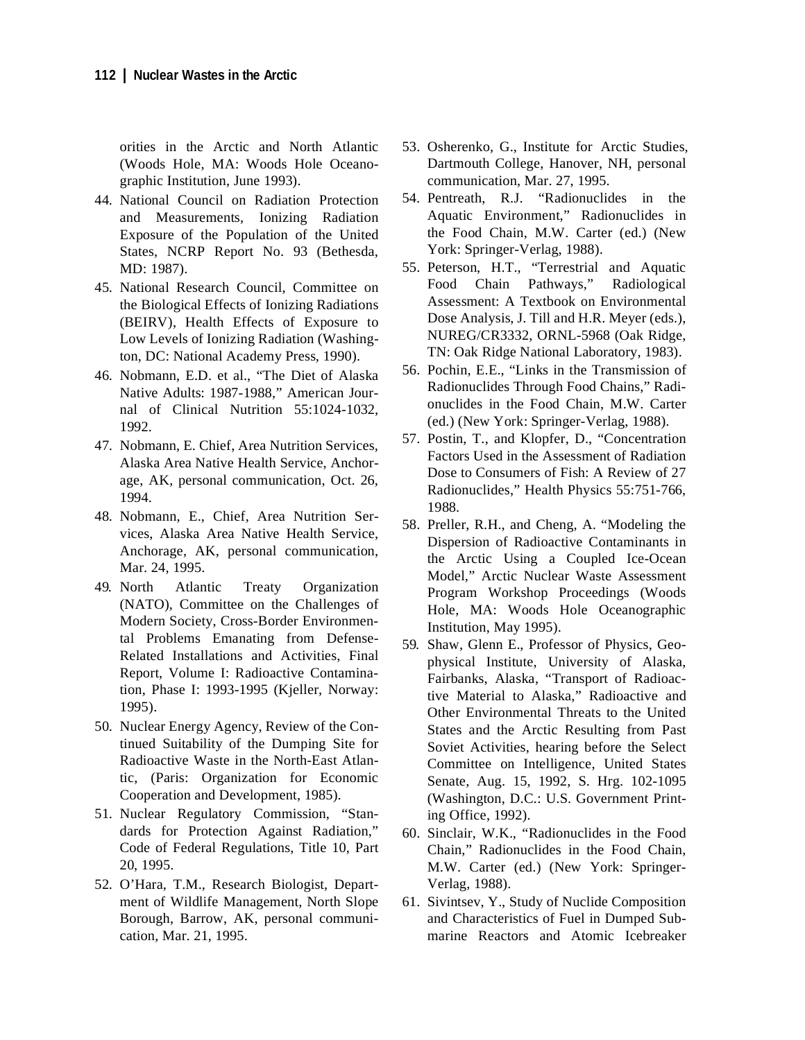orities in the Arctic and North Atlantic (Woods Hole, MA: Woods Hole Oceanographic Institution, June 1993).

44. National Council on Radiation Protection and Measurements, Ionizing Radiation Exposure of the Population of the United States, NCRP Report No. 93 (Bethesda, MD: 1987).
45. National Research Council, Committee on the Biological Effects of Ionizing Radiations (BEIRV), Health Effects of Exposure to Low Levels of Ionizing Radiation (Washington, DC: National Academy Press, 1990).
46. Nobmann, E.D. et al., "The Diet of Alaska Native Adults: 1987-1988," American Journal of Clinical Nutrition 55:1024-1032, 1992.
47. Nobmann, E. Chief, Area Nutrition Services, Alaska Area Native Health Service, Anchorage, AK, personal communication, Oct. 26, 1994.
48. Nobmann, E., Chief, Area Nutrition Services, Alaska Area Native Health Service, Anchorage, AK, personal communication, Mar. 24, 1995.
49. North Atlantic Treaty Organization (NATO), Committee on the Challenges of Modern Society, Cross-Border Environmental Problems Emanating from Defense-Related Installations and Activities, Final Report, Volume I: Radioactive Contamination, Phase I: 1993-1995 (Kjeller, Norway: 1995).
50. Nuclear Energy Agency, Review of the Continued Suitability of the Dumping Site for Radioactive Waste in the North-East Atlantic, (Paris: Organization for Economic Cooperation and Development, 1985).
51. Nuclear Regulatory Commission, "Standards for Protection Against Radiation," Code of Federal Regulations, Title 10, Part 20, 1995.
52. O'Hara, T.M., Research Biologist, Department of Wildlife Management, North Slope Borough, Barrow, AK, personal communication, Mar. 21, 1995.
53. Osherenko, G., Institute for Arctic Studies, Dartmouth College, Hanover, NH, personal communication, Mar. 27, 1995.
54. Pentreath, R.J. "Radionuclides in the Aquatic Environment," Radionuclides in the Food Chain, M.W. Carter (ed.) (New York: Springer-Verlag, 1988).
55. Peterson, H.T., "Terrestrial and Aquatic Food Chain Pathways," Radiological Assessment: A Textbook on Environmental Dose Analysis, J. Till and H.R. Meyer (eds.), NUREG/CR3332, ORNL-5968 (Oak Ridge, TN: Oak Ridge National Laboratory, 1983).
56. Pochin, E.E., "Links in the Transmission of Radionuclides Through Food Chains," Radionuclides in the Food Chain, M.W. Carter (ed.) (New York: Springer-Verlag, 1988).
57. Postin, T., and Klopfer, D., "Concentration Factors Used in the Assessment of Radiation Dose to Consumers of Fish: A Review of 27 Radionuclides," Health Physics 55:751-766, 1988.
58. Preller, R.H., and Cheng, A. "Modeling the Dispersion of Radioactive Contaminants in the Arctic Using a Coupled Ice-Ocean Model," Arctic Nuclear Waste Assessment Program Workshop Proceedings (Woods Hole, MA: Woods Hole Oceanographic Institution, May 1995).
59. Shaw, Glenn E., Professor of Physics, Geophysical Institute, University of Alaska, Fairbanks, Alaska, "Transport of Radioactive Material to Alaska," Radioactive and Other Environmental Threats to the United States and the Arctic Resulting from Past Soviet Activities, hearing before the Select Committee on Intelligence, United States Senate, Aug. 15, 1992, S. Hrg. 102-1095 (Washington, D.C.: U.S. Government Printing Office, 1992).
60. Sinclair, W.K., "Radionuclides in the Food Chain," Radionuclides in the Food Chain, M.W. Carter (ed.) (New York: Springer-Verlag, 1988).
61. Sivintsev, Y., Study of Nuclide Composition and Characteristics of Fuel in Dumped Submarine Reactors and Atomic Icebreaker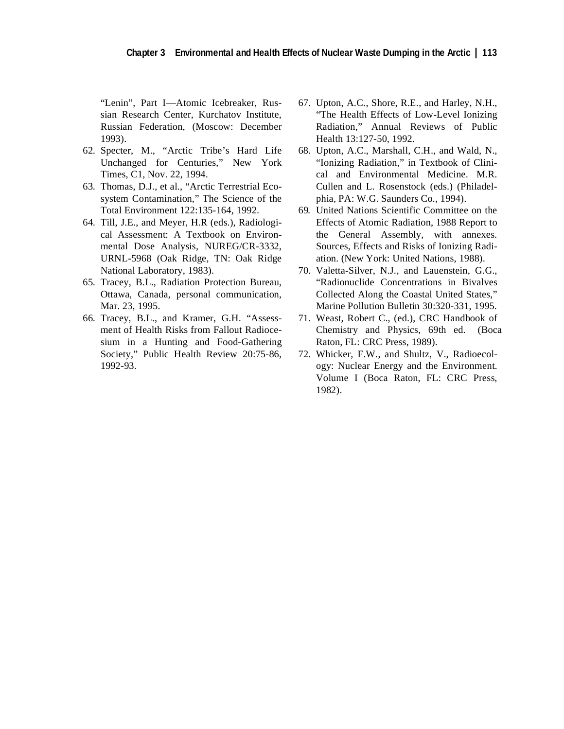"Lenin", Part I—Atomic Icebreaker, Russian Research Center, Kurchatov Institute, Russian Federation, (Moscow: December 1993).

62. Specter, M., "Arctic Tribe's Hard Life Unchanged for Centuries," New York Times, C1, Nov. 22, 1994.
63. Thomas, D.J., et al., "Arctic Terrestrial Ecosystem Contamination," The Science of the Total Environment 122:135-164, 1992.
64. Till, J.E., and Meyer, H.R (eds.), Radiological Assessment: A Textbook on Environmental Dose Analysis, NUREG/CR-3332, URNL-5968 (Oak Ridge, TN: Oak Ridge National Laboratory, 1983).
65. Tracey, B.L., Radiation Protection Bureau, Ottawa, Canada, personal communication, Mar. 23, 1995.
66. Tracey, B.L., and Kramer, G.H. "Assessment of Health Risks from Fallout Radiocesium in a Hunting and Food-Gathering Society," Public Health Review 20:75-86, 1992-93.
67. Upton, A.C., Shore, R.E., and Harley, N.H., "The Health Effects of Low-Level Ionizing Radiation," Annual Reviews of Public Health 13:127-50, 1992.
68. Upton, A.C., Marshall, C.H., and Wald, N., "Ionizing Radiation," in Textbook of Clinical and Environmental Medicine. M.R. Cullen and L. Rosenstock (eds.) (Philadelphia, PA: W.G. Saunders Co., 1994).
69. United Nations Scientific Committee on the Effects of Atomic Radiation, 1988 Report to the General Assembly, with annexes. Sources, Effects and Risks of Ionizing Radiation. (New York: United Nations, 1988).
70. Valetta-Silver, N.J., and Lauenstein, G.G., "Radionuclide Concentrations in Bivalves Collected Along the Coastal United States," Marine Pollution Bulletin 30:320-331, 1995.
71. Weast, Robert C., (ed.), CRC Handbook of Chemistry and Physics, 69th ed. (Boca Raton, FL: CRC Press, 1989).
72. Whicker, F.W., and Shultz, V., Radioecology: Nuclear Energy and the Environment. Volume I (Boca Raton, FL: CRC Press, 1982).